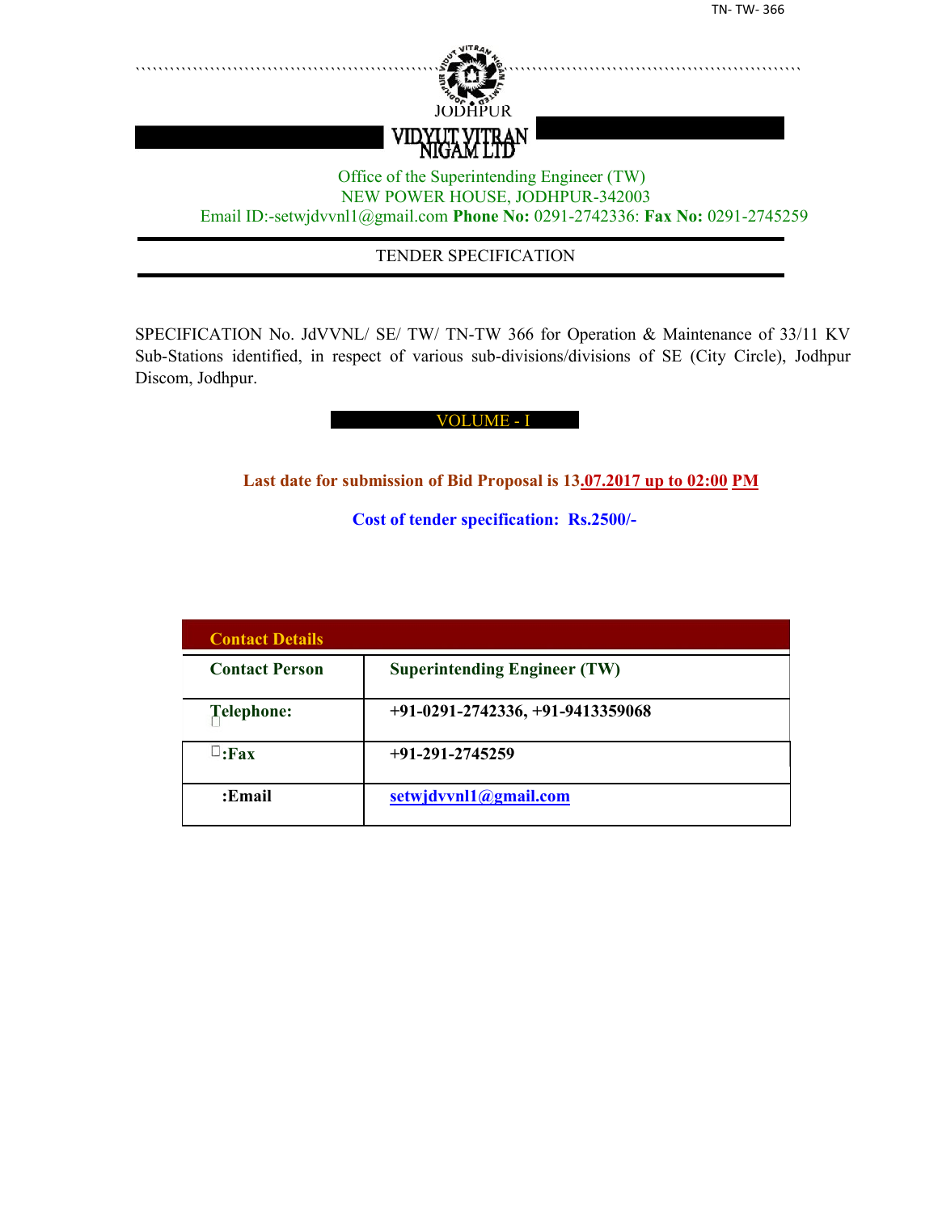JODHPUR

**VIDYUT VITRAN NIGAM LTD**

Office of the Superintending Engineer (TW)
NEW POWER HOUSE, JODHPUR-342003
Email ID:-setwjdvvnl1@gmail.com **Phone No:** 0291-2742336: **Fax No:** 0291-2745259

# TENDER SPECIFICATION

SPECIFICATION No. JdVVNL/ SE/ TW/ TN-TW 366 for Operation & Maintenance of 33/11 KV Sub-Stations identified, in respect of various sub-divisions/divisions of SE (City Circle), Jodhpur Discom, Jodhpur.

## VOLUME - I

**Last date for submission of Bid Proposal is 13.07.2017 up to 02:00 PM**

**Cost of tender specification: Rs.2500/-**

| **Contact Details** | |
|---|---|
| **Contact Person** | **Superintending Engineer (TW)** |
| **Telephone:** | **+91-0291-2742336, +91-9413359068** |
| **:Fax** | **+91-291-2745259** |
| **:Email** | **setwjdvvnl1@gmail.com** |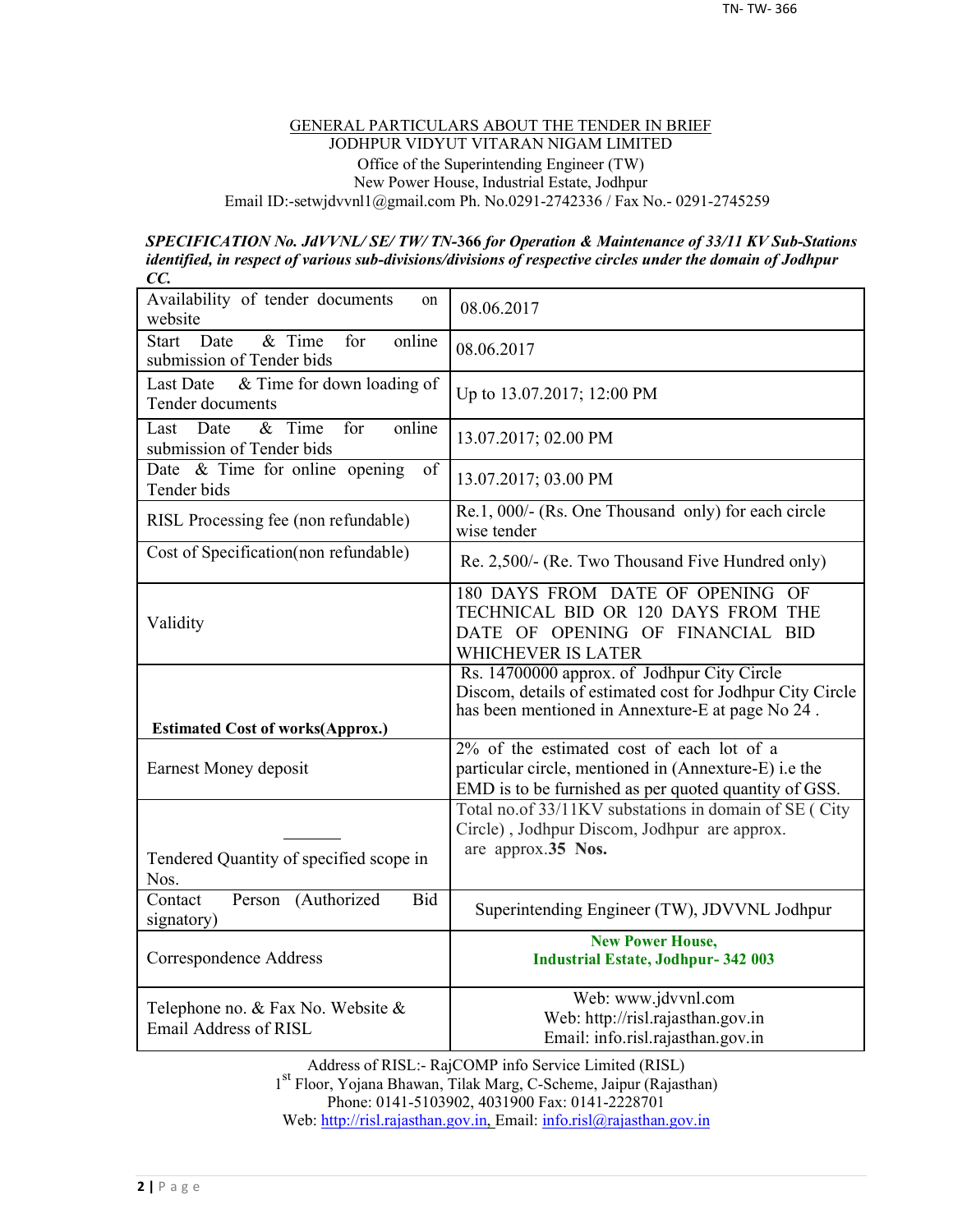GENERAL PARTICULARS ABOUT THE TENDER IN BRIEF

JODHPUR VIDYUT VITARAN NIGAM LIMITED

Office of the Superintending Engineer (TW)

New Power House, Industrial Estate, Jodhpur

Email ID:-setwjdvvnl1@gmail.com Ph. No.0291-2742336 / Fax No.- 0291-2745259

***SPECIFICATION No. JdVVNL/ SE/ TW/ TN-366 for Operation & Maintenance of 33/11 KV Sub-Stations identified, in respect of various sub-divisions/divisions of respective circles under the domain of Jodhpur CC.***

| | |
|---|---|
| Availability of tender documents on website | 08.06.2017 |
| Start Date & Time for online submission of Tender bids | 08.06.2017 |
| Last Date & Time for down loading of Tender documents | Up to 13.07.2017; 12:00 PM |
| Last Date & Time for online submission of Tender bids | 13.07.2017; 02.00 PM |
| Date & Time for online opening of Tender bids | 13.07.2017; 03.00 PM |
| RISL Processing fee (non refundable) | Re.1, 000/- (Rs. One Thousand only) for each circle wise tender |
| Cost of Specification(non refundable) | Re. 2,500/- (Re. Two Thousand Five Hundred only) |
| Validity | 180 DAYS FROM DATE OF OPENING OF TECHNICAL BID OR 120 DAYS FROM THE DATE OF OPENING OF FINANCIAL BID WHICHEVER IS LATER |
| **Estimated Cost of works(Approx.)** | Rs. 14700000 approx. of Jodhpur City Circle Discom, details of estimated cost for Jodhpur City Circle has been mentioned in Annexture-E at page No 24 . |
| Earnest Money deposit | 2% of the estimated cost of each lot of a particular circle, mentioned in (Annexture-E) i.e the EMD is to be furnished as per quoted quantity of GSS. |
| Tendered Quantity of specified scope in Nos. | Total no.of 33/11KV substations in domain of SE ( City Circle) , Jodhpur Discom, Jodhpur are approx. are approx.**35 Nos.** |
| Contact Person (Authorized Bid signatory) | Superintending Engineer (TW), JDVVNL Jodhpur |
| Correspondence Address | **New Power House, Industrial Estate, Jodhpur- 342 003** |
| Telephone no. & Fax No. Website & Email Address of RISL | Web: www.jdvvnl.com<br>Web: http://risl.rajasthan.gov.in<br>Email: info.risl.rajasthan.gov.in |

Address of RISL:- RajCOMP info Service Limited (RISL)

1st Floor, Yojana Bhawan, Tilak Marg, C-Scheme, Jaipur (Rajasthan)

Phone: 0141-5103902, 4031900 Fax: 0141-2228701

Web: http://risl.rajasthan.gov.in, Email: info.risl@rajasthan.gov.in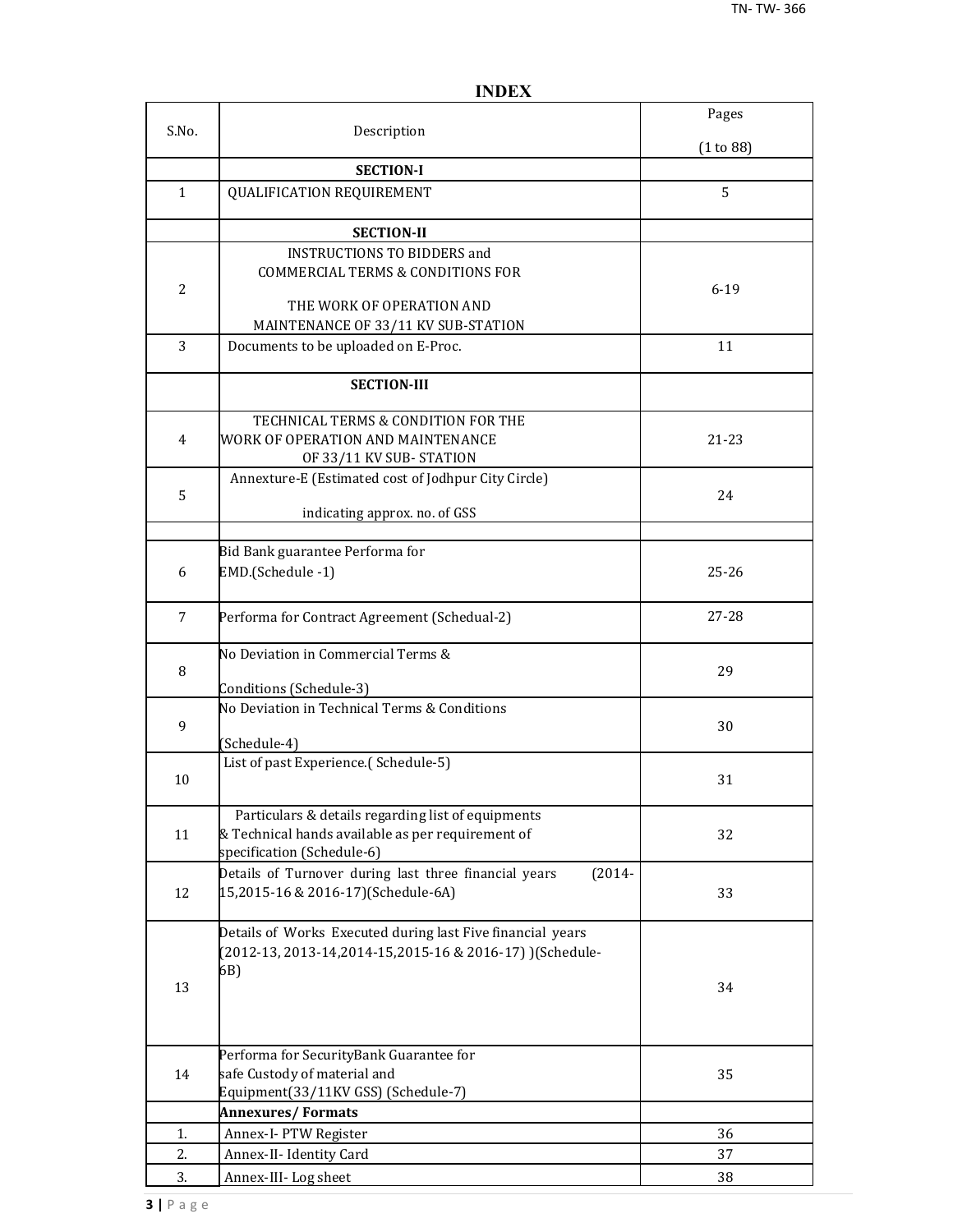# INDEX

| S.No. | Description | Pages (1 to 88) |
|---|---|---|
| | **SECTION-I** | |
| 1 | QUALIFICATION REQUIREMENT | 5 |
| | **SECTION-II** | |
| 2 | INSTRUCTIONS TO BIDDERS and COMMERCIAL TERMS & CONDITIONS FOR THE WORK OF OPERATION AND MAINTENANCE OF 33/11 KV SUB-STATION | 6-19 |
| 3 | Documents to be uploaded on E-Proc. | 11 |
| | **SECTION-III** | |
| 4 | TECHNICAL TERMS & CONDITION FOR THE WORK OF OPERATION AND MAINTENANCE OF 33/11 KV SUB- STATION | 21-23 |
| 5 | Annexture-E (Estimated cost of Jodhpur City Circle) indicating approx. no. of GSS | 24 |
| | | |
| 6 | Bid Bank guarantee Performa for EMD.(Schedule -1) | 25-26 |
| 7 | Performa for Contract Agreement (Schedual-2) | 27-28 |
| 8 | No Deviation in Commercial Terms & Conditions (Schedule-3) | 29 |
| 9 | No Deviation in Technical Terms & Conditions (Schedule-4) | 30 |
| 10 | List of past Experience.( Schedule-5) | 31 |
| 11 | Particulars & details regarding list of equipments & Technical hands available as per requirement of specification (Schedule-6) | 32 |
| 12 | Details of Turnover during last three financial years (2014-15,2015-16 & 2016-17)(Schedule-6A) | 33 |
| 13 | Details of Works Executed during last Five financial years (2012-13, 2013-14,2014-15,2015-16 & 2016-17) )(Schedule-6B) | 34 |
| 14 | Performa for SecurityBank Guarantee for safe Custody of material and Equipment(33/11KV GSS) (Schedule-7) | 35 |
| | **Annexures/ Formats** | |
| 1. | Annex-I- PTW Register | 36 |
| 2. | Annex-II- Identity Card | 37 |
| 3. | Annex-III- Log sheet | 38 |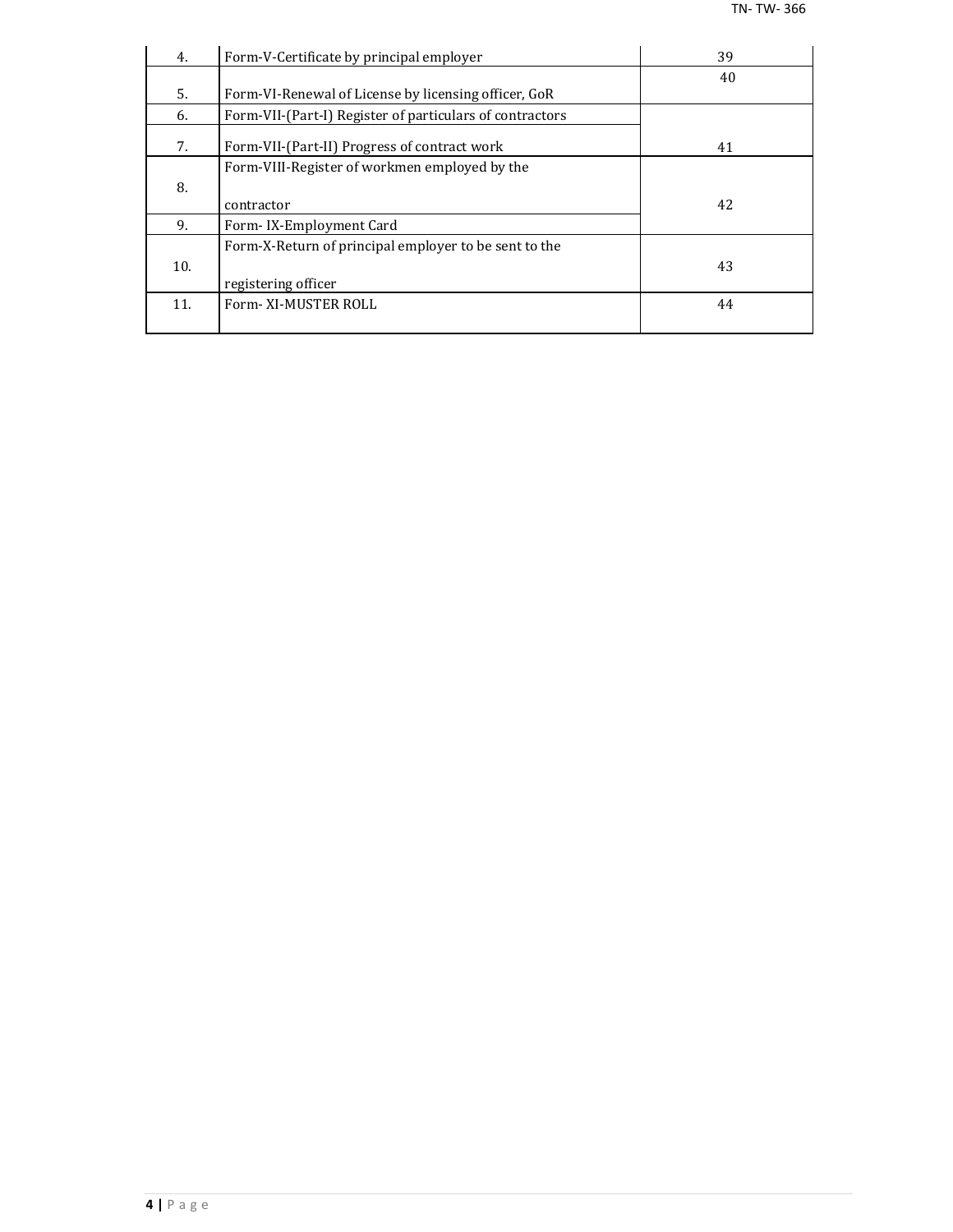| 4. | Form-V-Certificate by principal employer | 39 |
|---|---|---|
| 5. | Form-VI-Renewal of License by licensing officer, GoR | 40 |
| 6. | Form-VII-(Part-I) Register of particulars of contractors | |
| 7. | Form-VII-(Part-II) Progress of contract work | 41 |
| 8. | Form-VIII-Register of workmen employed by the contractor | 42 |
| 9. | Form- IX-Employment Card | |
| 10. | Form-X-Return of principal employer to be sent to the registering officer | 43 |
| 11. | Form- XI-MUSTER ROLL | 44 |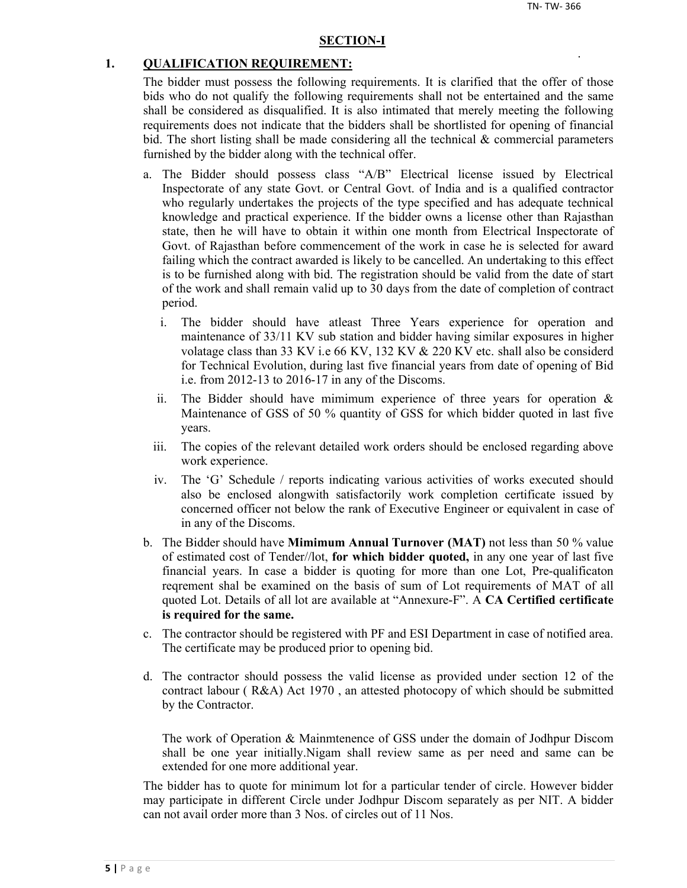## SECTION-I

### 1. QUALIFICATION REQUIREMENT:

The bidder must possess the following requirements. It is clarified that the offer of those bids who do not qualify the following requirements shall not be entertained and the same shall be considered as disqualified. It is also intimated that merely meeting the following requirements does not indicate that the bidders shall be shortlisted for opening of financial bid. The short listing shall be made considering all the technical & commercial parameters furnished by the bidder along with the technical offer.

a. The Bidder should possess class "A/B" Electrical license issued by Electrical Inspectorate of any state Govt. or Central Govt. of India and is a qualified contractor who regularly undertakes the projects of the type specified and has adequate technical knowledge and practical experience. If the bidder owns a license other than Rajasthan state, then he will have to obtain it within one month from Electrical Inspectorate of Govt. of Rajasthan before commencement of the work in case he is selected for award failing which the contract awarded is likely to be cancelled. An undertaking to this effect is to be furnished along with bid. The registration should be valid from the date of start of the work and shall remain valid up to 30 days from the date of completion of contract period.

   i. The bidder should have atleast Three Years experience for operation and maintenance of 33/11 KV sub station and bidder having similar exposures in higher volatage class than 33 KV i.e 66 KV, 132 KV & 220 KV etc. shall also be considerd for Technical Evolution, during last five financial years from date of opening of Bid i.e. from 2012-13 to 2016-17 in any of the Discoms.

   ii. The Bidder should have mimimum experience of three years for operation & Maintenance of GSS of 50 % quantity of GSS for which bidder quoted in last five years.

   iii. The copies of the relevant detailed work orders should be enclosed regarding above work experience.

   iv. The 'G' Schedule / reports indicating various activities of works executed should also be enclosed alongwith satisfactorily work completion certificate issued by concerned officer not below the rank of Executive Engineer or equivalent in case of in any of the Discoms.

b. The Bidder should have **Mimimum Annual Turnover (MAT)** not less than 50 % value of estimated cost of Tender//lot, **for which bidder quoted,** in any one year of last five financial years. In case a bidder is quoting for more than one Lot, Pre-qualificaton reqrement shal be examined on the basis of sum of Lot requirements of MAT of all quoted Lot. Details of all lot are available at "Annexure-F". A **CA Certified certificate is required for the same.**

c. The contractor should be registered with PF and ESI Department in case of notified area. The certificate may be produced prior to opening bid.

d. The contractor should possess the valid license as provided under section 12 of the contract labour ( R&A) Act 1970 , an attested photocopy of which should be submitted by the Contractor.

   The work of Operation & Mainmtenence of GSS under the domain of Jodhpur Discom shall be one year initially.Nigam shall review same as per need and same can be extended for one more additional year.

The bidder has to quote for minimum lot for a particular tender of circle. However bidder may participate in different Circle under Jodhpur Discom separately as per NIT. A bidder can not avail order more than 3 Nos. of circles out of 11 Nos.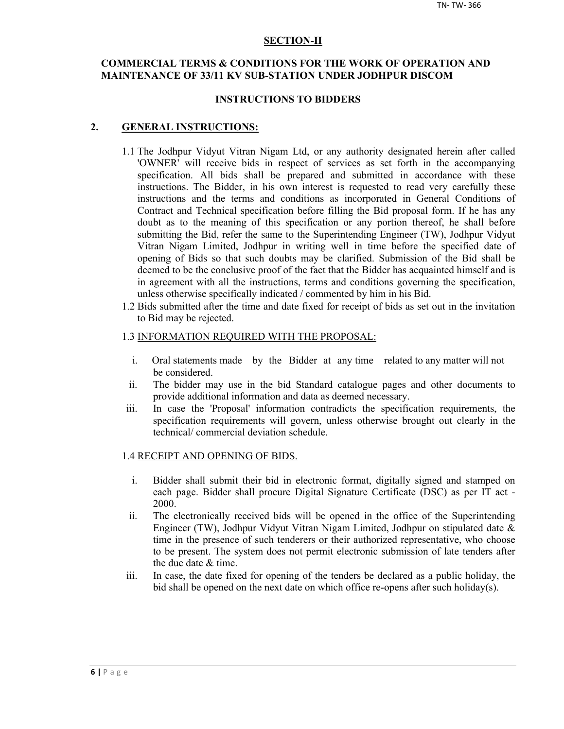## SECTION-II

### COMMERCIAL TERMS & CONDITIONS FOR THE WORK OF OPERATION AND MAINTENANCE OF 33/11 KV SUB-STATION UNDER JODHPUR DISCOM

### INSTRUCTIONS TO BIDDERS

**2. GENERAL INSTRUCTIONS:**

1.1 The Jodhpur Vidyut Vitran Nigam Ltd, or any authority designated herein after called 'OWNER' will receive bids in respect of services as set forth in the accompanying specification. All bids shall be prepared and submitted in accordance with these instructions. The Bidder, in his own interest is requested to read very carefully these instructions and the terms and conditions as incorporated in General Conditions of Contract and Technical specification before filling the Bid proposal form. If he has any doubt as to the meaning of this specification or any portion thereof, he shall before submitting the Bid, refer the same to the Superintending Engineer (TW), Jodhpur Vidyut Vitran Nigam Limited, Jodhpur in writing well in time before the specified date of opening of Bids so that such doubts may be clarified. Submission of the Bid shall be deemed to be the conclusive proof of the fact that the Bidder has acquainted himself and is in agreement with all the instructions, terms and conditions governing the specification, unless otherwise specifically indicated / commented by him in his Bid.

1.2 Bids submitted after the time and date fixed for receipt of bids as set out in the invitation to Bid may be rejected.

1.3 INFORMATION REQUIRED WITH THE PROPOSAL:

i. Oral statements made by the Bidder at any time related to any matter will not be considered.

ii. The bidder may use in the bid Standard catalogue pages and other documents to provide additional information and data as deemed necessary.

iii. In case the 'Proposal' information contradicts the specification requirements, the specification requirements will govern, unless otherwise brought out clearly in the technical/ commercial deviation schedule.

1.4 RECEIPT AND OPENING OF BIDS.

i. Bidder shall submit their bid in electronic format, digitally signed and stamped on each page. Bidder shall procure Digital Signature Certificate (DSC) as per IT act - 2000.

ii. The electronically received bids will be opened in the office of the Superintending Engineer (TW), Jodhpur Vidyut Vitran Nigam Limited, Jodhpur on stipulated date & time in the presence of such tenderers or their authorized representative, who choose to be present. The system does not permit electronic submission of late tenders after the due date & time.

iii. In case, the date fixed for opening of the tenders be declared as a public holiday, the bid shall be opened on the next date on which office re-opens after such holiday(s).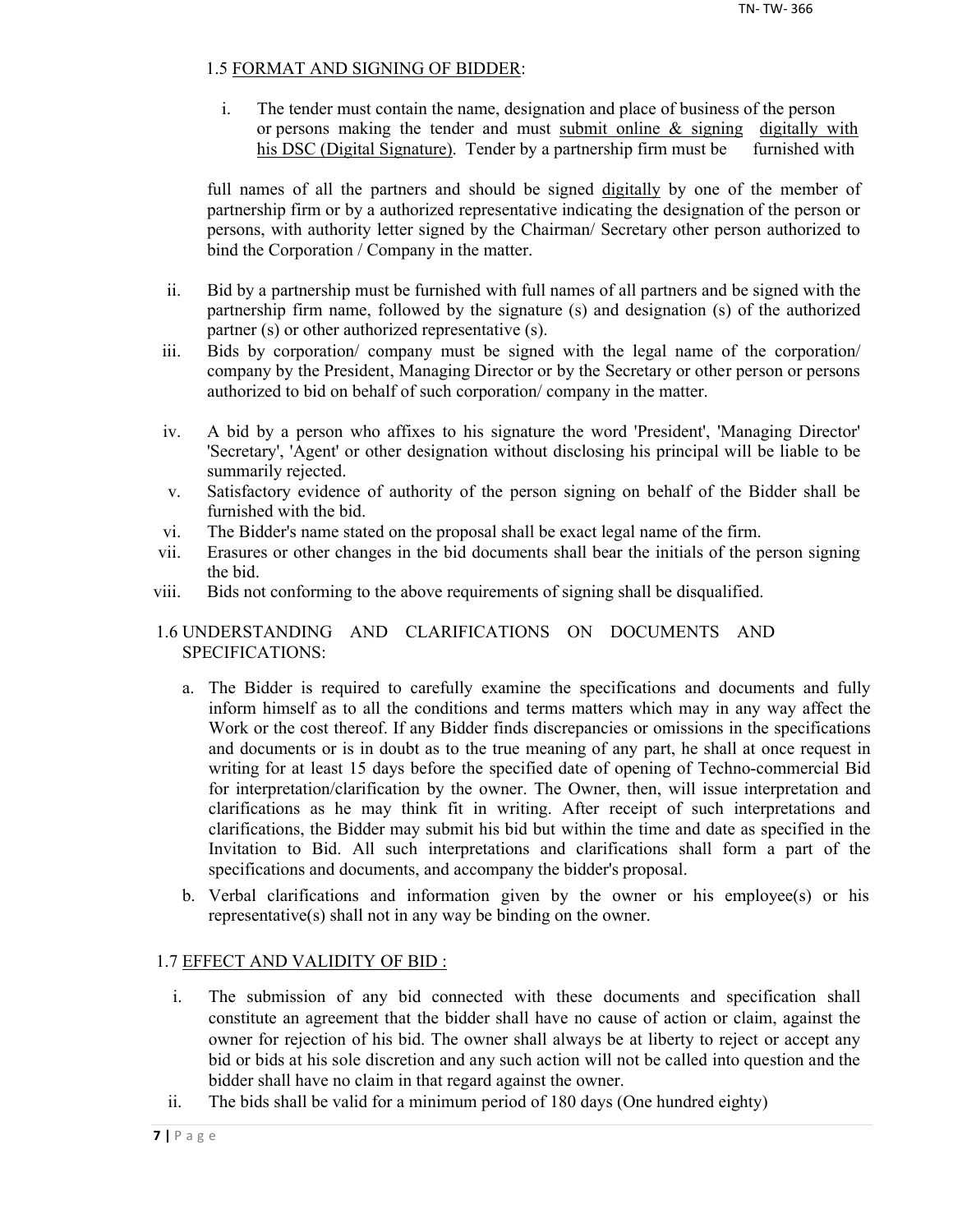### 1.5 FORMAT AND SIGNING OF BIDDER:

i. The tender must contain the name, designation and place of business of the person or persons making the tender and must submit online & signing digitally with his DSC (Digital Signature). Tender by a partnership firm must be furnished with full names of all the partners and should be signed digitally by one of the member of partnership firm or by a authorized representative indicating the designation of the person or persons, with authority letter signed by the Chairman/ Secretary other person authorized to bind the Corporation / Company in the matter.

ii. Bid by a partnership must be furnished with full names of all partners and be signed with the partnership firm name, followed by the signature (s) and designation (s) of the authorized partner (s) or other authorized representative (s).

iii. Bids by corporation/ company must be signed with the legal name of the corporation/ company by the President, Managing Director or by the Secretary or other person or persons authorized to bid on behalf of such corporation/ company in the matter.

iv. A bid by a person who affixes to his signature the word 'President', 'Managing Director' 'Secretary', 'Agent' or other designation without disclosing his principal will be liable to be summarily rejected.

v. Satisfactory evidence of authority of the person signing on behalf of the Bidder shall be furnished with the bid.

vi. The Bidder's name stated on the proposal shall be exact legal name of the firm.

vii. Erasures or other changes in the bid documents shall bear the initials of the person signing the bid.

viii. Bids not conforming to the above requirements of signing shall be disqualified.

### 1.6 UNDERSTANDING AND CLARIFICATIONS ON DOCUMENTS AND SPECIFICATIONS:

a. The Bidder is required to carefully examine the specifications and documents and fully inform himself as to all the conditions and terms matters which may in any way affect the Work or the cost thereof. If any Bidder finds discrepancies or omissions in the specifications and documents or is in doubt as to the true meaning of any part, he shall at once request in writing for at least 15 days before the specified date of opening of Techno-commercial Bid for interpretation/clarification by the owner. The Owner, then, will issue interpretation and clarifications as he may think fit in writing. After receipt of such interpretations and clarifications, the Bidder may submit his bid but within the time and date as specified in the Invitation to Bid. All such interpretations and clarifications shall form a part of the specifications and documents, and accompany the bidder's proposal.

b. Verbal clarifications and information given by the owner or his employee(s) or his representative(s) shall not in any way be binding on the owner.

### 1.7 EFFECT AND VALIDITY OF BID :

i. The submission of any bid connected with these documents and specification shall constitute an agreement that the bidder shall have no cause of action or claim, against the owner for rejection of his bid. The owner shall always be at liberty to reject or accept any bid or bids at his sole discretion and any such action will not be called into question and the bidder shall have no claim in that regard against the owner.

ii. The bids shall be valid for a minimum period of 180 days (One hundred eighty)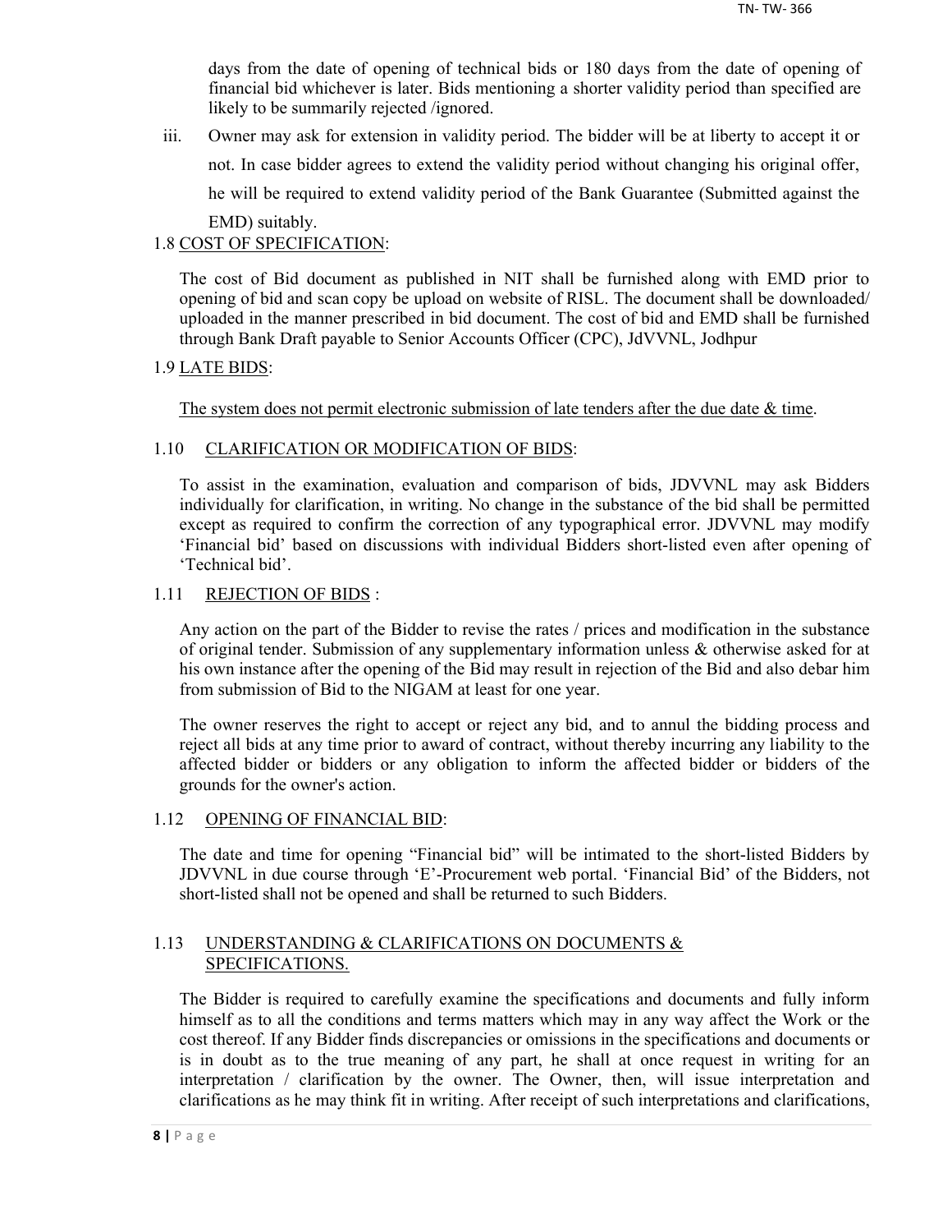days from the date of opening of technical bids or 180 days from the date of opening of financial bid whichever is later. Bids mentioning a shorter validity period than specified are likely to be summarily rejected /ignored.

iii. Owner may ask for extension in validity period. The bidder will be at liberty to accept it or not. In case bidder agrees to extend the validity period without changing his original offer, he will be required to extend validity period of the Bank Guarantee (Submitted against the EMD) suitably.

1.8 <u>COST OF SPECIFICATION</u>:

The cost of Bid document as published in NIT shall be furnished along with EMD prior to opening of bid and scan copy be upload on website of RISL. The document shall be downloaded/ uploaded in the manner prescribed in bid document. The cost of bid and EMD shall be furnished through Bank Draft payable to Senior Accounts Officer (CPC), JdVVNL, Jodhpur

1.9 <u>LATE BIDS</u>:

<u>The system does not permit electronic submission of late tenders after the due date & time</u>.

1.10 <u>CLARIFICATION OR MODIFICATION OF BIDS</u>:

To assist in the examination, evaluation and comparison of bids, JDVVNL may ask Bidders individually for clarification, in writing. No change in the substance of the bid shall be permitted except as required to confirm the correction of any typographical error. JDVVNL may modify 'Financial bid' based on discussions with individual Bidders short-listed even after opening of 'Technical bid'.

1.11 <u>REJECTION OF BIDS</u> :

Any action on the part of the Bidder to revise the rates / prices and modification in the substance of original tender. Submission of any supplementary information unless & otherwise asked for at his own instance after the opening of the Bid may result in rejection of the Bid and also debar him from submission of Bid to the NIGAM at least for one year.

The owner reserves the right to accept or reject any bid, and to annul the bidding process and reject all bids at any time prior to award of contract, without thereby incurring any liability to the affected bidder or bidders or any obligation to inform the affected bidder or bidders of the grounds for the owner's action.

1.12 <u>OPENING OF FINANCIAL BID</u>:

The date and time for opening "Financial bid" will be intimated to the short-listed Bidders by JDVVNL in due course through 'E'-Procurement web portal. 'Financial Bid' of the Bidders, not short-listed shall not be opened and shall be returned to such Bidders.

1.13 <u>UNDERSTANDING & CLARIFICATIONS ON DOCUMENTS & SPECIFICATIONS.</u>

The Bidder is required to carefully examine the specifications and documents and fully inform himself as to all the conditions and terms matters which may in any way affect the Work or the cost thereof. If any Bidder finds discrepancies or omissions in the specifications and documents or is in doubt as to the true meaning of any part, he shall at once request in writing for an interpretation / clarification by the owner. The Owner, then, will issue interpretation and clarifications as he may think fit in writing. After receipt of such interpretations and clarifications,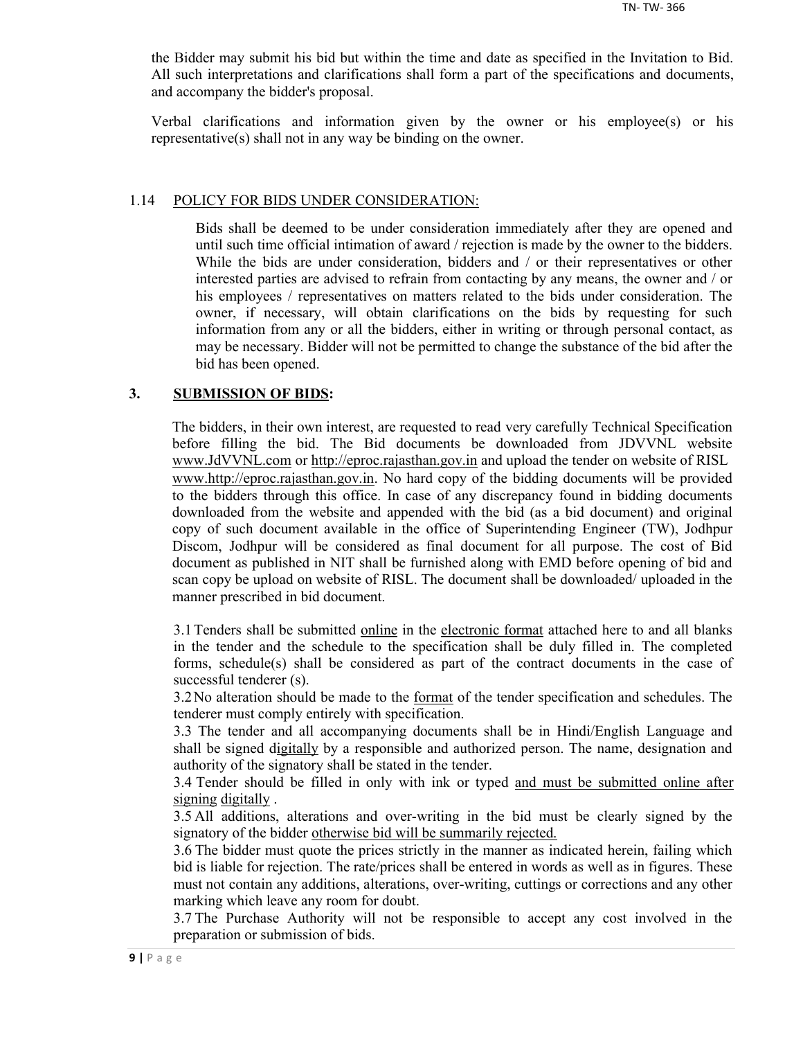the Bidder may submit his bid but within the time and date as specified in the Invitation to Bid. All such interpretations and clarifications shall form a part of the specifications and documents, and accompany the bidder's proposal.

Verbal clarifications and information given by the owner or his employee(s) or his representative(s) shall not in any way be binding on the owner.

1.14 POLICY FOR BIDS UNDER CONSIDERATION:

Bids shall be deemed to be under consideration immediately after they are opened and until such time official intimation of award / rejection is made by the owner to the bidders. While the bids are under consideration, bidders and / or their representatives or other interested parties are advised to refrain from contacting by any means, the owner and / or his employees / representatives on matters related to the bids under consideration. The owner, if necessary, will obtain clarifications on the bids by requesting for such information from any or all the bidders, either in writing or through personal contact, as may be necessary. Bidder will not be permitted to change the substance of the bid after the bid has been opened.

## 3. SUBMISSION OF BIDS:

The bidders, in their own interest, are requested to read very carefully Technical Specification before filling the bid. The Bid documents be downloaded from JDVVNL website www.JdVVNL.com or http://eproc.rajasthan.gov.in and upload the tender on website of RISL www.http://eproc.rajasthan.gov.in. No hard copy of the bidding documents will be provided to the bidders through this office. In case of any discrepancy found in bidding documents downloaded from the website and appended with the bid (as a bid document) and original copy of such document available in the office of Superintending Engineer (TW), Jodhpur Discom, Jodhpur will be considered as final document for all purpose. The cost of Bid document as published in NIT shall be furnished along with EMD before opening of bid and scan copy be upload on website of RISL. The document shall be downloaded/ uploaded in the manner prescribed in bid document.

3.1 Tenders shall be submitted online in the electronic format attached here to and all blanks in the tender and the schedule to the specification shall be duly filled in. The completed forms, schedule(s) shall be considered as part of the contract documents in the case of successful tenderer (s).

3.2 No alteration should be made to the format of the tender specification and schedules. The tenderer must comply entirely with specification.

3.3 The tender and all accompanying documents shall be in Hindi/English Language and shall be signed digitally by a responsible and authorized person. The name, designation and authority of the signatory shall be stated in the tender.

3.4 Tender should be filled in only with ink or typed and must be submitted online after signing digitally .

3.5 All additions, alterations and over-writing in the bid must be clearly signed by the signatory of the bidder otherwise bid will be summarily rejected.

3.6 The bidder must quote the prices strictly in the manner as indicated herein, failing which bid is liable for rejection. The rate/prices shall be entered in words as well as in figures. These must not contain any additions, alterations, over-writing, cuttings or corrections and any other marking which leave any room for doubt.

3.7 The Purchase Authority will not be responsible to accept any cost involved in the preparation or submission of bids.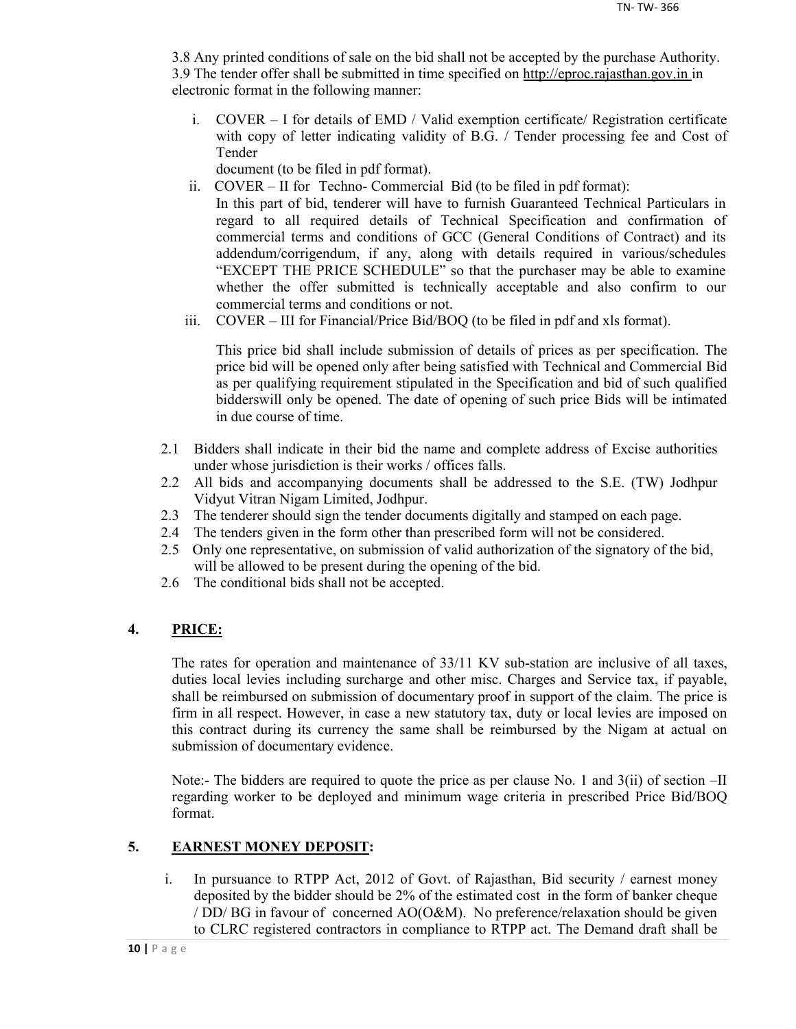3.8 Any printed conditions of sale on the bid shall not be accepted by the purchase Authority.
3.9 The tender offer shall be submitted in time specified on http://eproc.rajasthan.gov.in in electronic format in the following manner:

i. COVER – I for details of EMD / Valid exemption certificate/ Registration certificate with copy of letter indicating validity of B.G. / Tender processing fee and Cost of Tender
   document (to be filed in pdf format).
ii. COVER – II for Techno- Commercial Bid (to be filed in pdf format):
   In this part of bid, tenderer will have to furnish Guaranteed Technical Particulars in regard to all required details of Technical Specification and confirmation of commercial terms and conditions of GCC (General Conditions of Contract) and its addendum/corrigendum, if any, along with details required in various/schedules "EXCEPT THE PRICE SCHEDULE" so that the purchaser may be able to examine whether the offer submitted is technically acceptable and also confirm to our commercial terms and conditions or not.
iii. COVER – III for Financial/Price Bid/BOQ (to be filed in pdf and xls format).

   This price bid shall include submission of details of prices as per specification. The price bid will be opened only after being satisfied with Technical and Commercial Bid as per qualifying requirement stipulated in the Specification and bid of such qualified bidderswill only be opened. The date of opening of such price Bids will be intimated in due course of time.

2.1 Bidders shall indicate in their bid the name and complete address of Excise authorities under whose jurisdiction is their works / offices falls.
2.2 All bids and accompanying documents shall be addressed to the S.E. (TW) Jodhpur Vidyut Vitran Nigam Limited, Jodhpur.
2.3 The tenderer should sign the tender documents digitally and stamped on each page.
2.4 The tenders given in the form other than prescribed form will not be considered.
2.5 Only one representative, on submission of valid authorization of the signatory of the bid, will be allowed to be present during the opening of the bid.
2.6 The conditional bids shall not be accepted.

## 4. PRICE:

The rates for operation and maintenance of 33/11 KV sub-station are inclusive of all taxes, duties local levies including surcharge and other misc. Charges and Service tax, if payable, shall be reimbursed on submission of documentary proof in support of the claim. The price is firm in all respect. However, in case a new statutory tax, duty or local levies are imposed on this contract during its currency the same shall be reimbursed by the Nigam at actual on submission of documentary evidence.

Note:- The bidders are required to quote the price as per clause No. 1 and 3(ii) of section –II regarding worker to be deployed and minimum wage criteria in prescribed Price Bid/BOQ format.

## 5. EARNEST MONEY DEPOSIT:

i. In pursuance to RTPP Act, 2012 of Govt. of Rajasthan, Bid security / earnest money deposited by the bidder should be 2% of the estimated cost in the form of banker cheque / DD/ BG in favour of concerned AO(O&M). No preference/relaxation should be given to CLRC registered contractors in compliance to RTPP act. The Demand draft shall be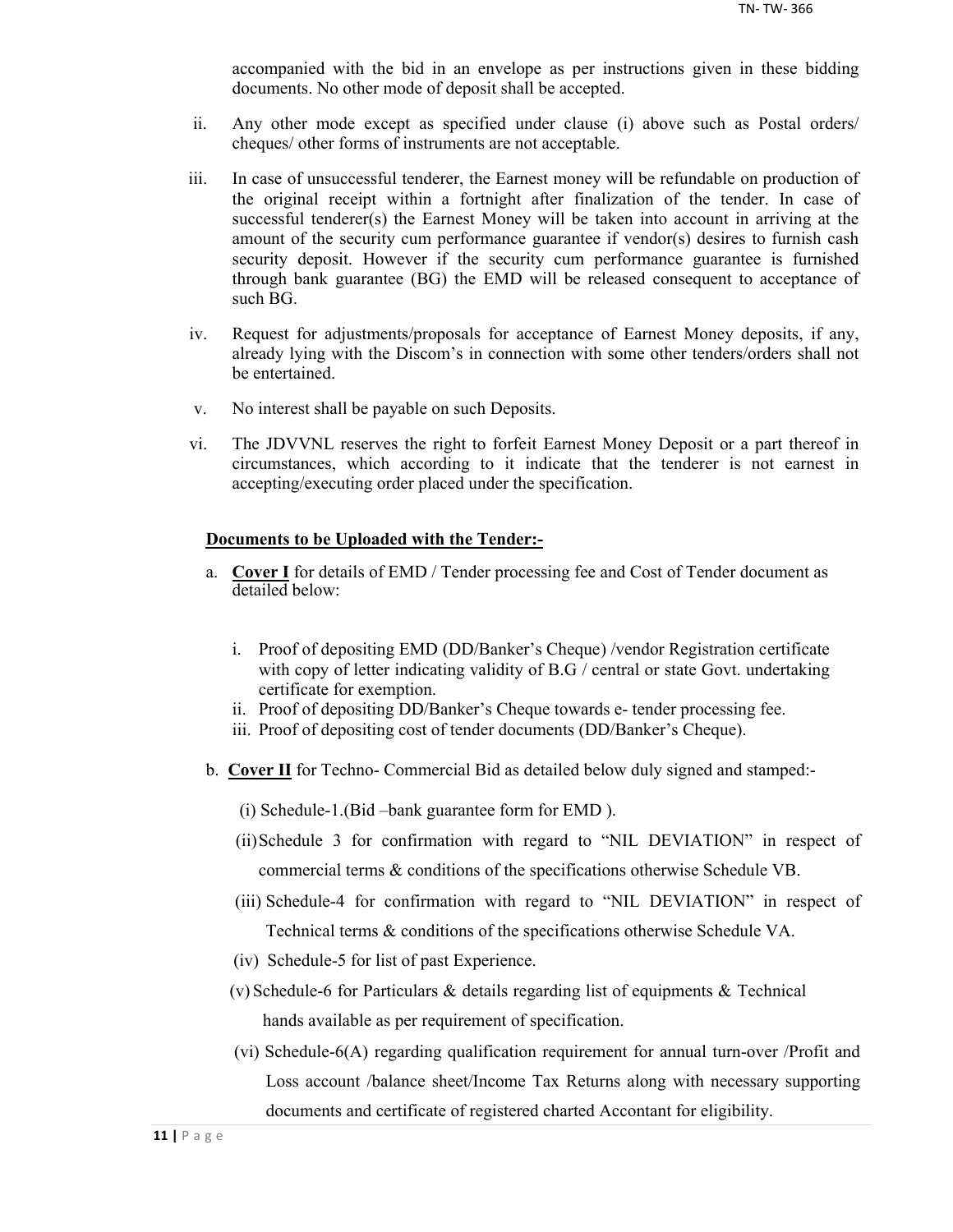accompanied with the bid in an envelope as per instructions given in these bidding documents. No other mode of deposit shall be accepted.

ii. Any other mode except as specified under clause (i) above such as Postal orders/ cheques/ other forms of instruments are not acceptable.

iii. In case of unsuccessful tenderer, the Earnest money will be refundable on production of the original receipt within a fortnight after finalization of the tender. In case of successful tenderer(s) the Earnest Money will be taken into account in arriving at the amount of the security cum performance guarantee if vendor(s) desires to furnish cash security deposit. However if the security cum performance guarantee is furnished through bank guarantee (BG) the EMD will be released consequent to acceptance of such BG.

iv. Request for adjustments/proposals for acceptance of Earnest Money deposits, if any, already lying with the Discom's in connection with some other tenders/orders shall not be entertained.

v. No interest shall be payable on such Deposits.

vi. The JDVVNL reserves the right to forfeit Earnest Money Deposit or a part thereof in circumstances, which according to it indicate that the tenderer is not earnest in accepting/executing order placed under the specification.

**Documents to be Uploaded with the Tender:-**

a. **Cover I** for details of EMD / Tender processing fee and Cost of Tender document as detailed below:

   i. Proof of depositing EMD (DD/Banker's Cheque) /vendor Registration certificate with copy of letter indicating validity of B.G / central or state Govt. undertaking certificate for exemption.
   ii. Proof of depositing DD/Banker's Cheque towards e- tender processing fee.
   iii. Proof of depositing cost of tender documents (DD/Banker's Cheque).

b. **Cover II** for Techno- Commercial Bid as detailed below duly signed and stamped:-

   (i) Schedule-1.(Bid –bank guarantee form for EMD ).

   (ii) Schedule 3 for confirmation with regard to "NIL DEVIATION" in respect of commercial terms & conditions of the specifications otherwise Schedule VB.

   (iii) Schedule-4 for confirmation with regard to "NIL DEVIATION" in respect of Technical terms & conditions of the specifications otherwise Schedule VA.

   (iv) Schedule-5 for list of past Experience.

   (v) Schedule-6 for Particulars & details regarding list of equipments & Technical hands available as per requirement of specification.

   (vi) Schedule-6(A) regarding qualification requirement for annual turn-over /Profit and Loss account /balance sheet/Income Tax Returns along with necessary supporting documents and certificate of registered charted Accontant for eligibility.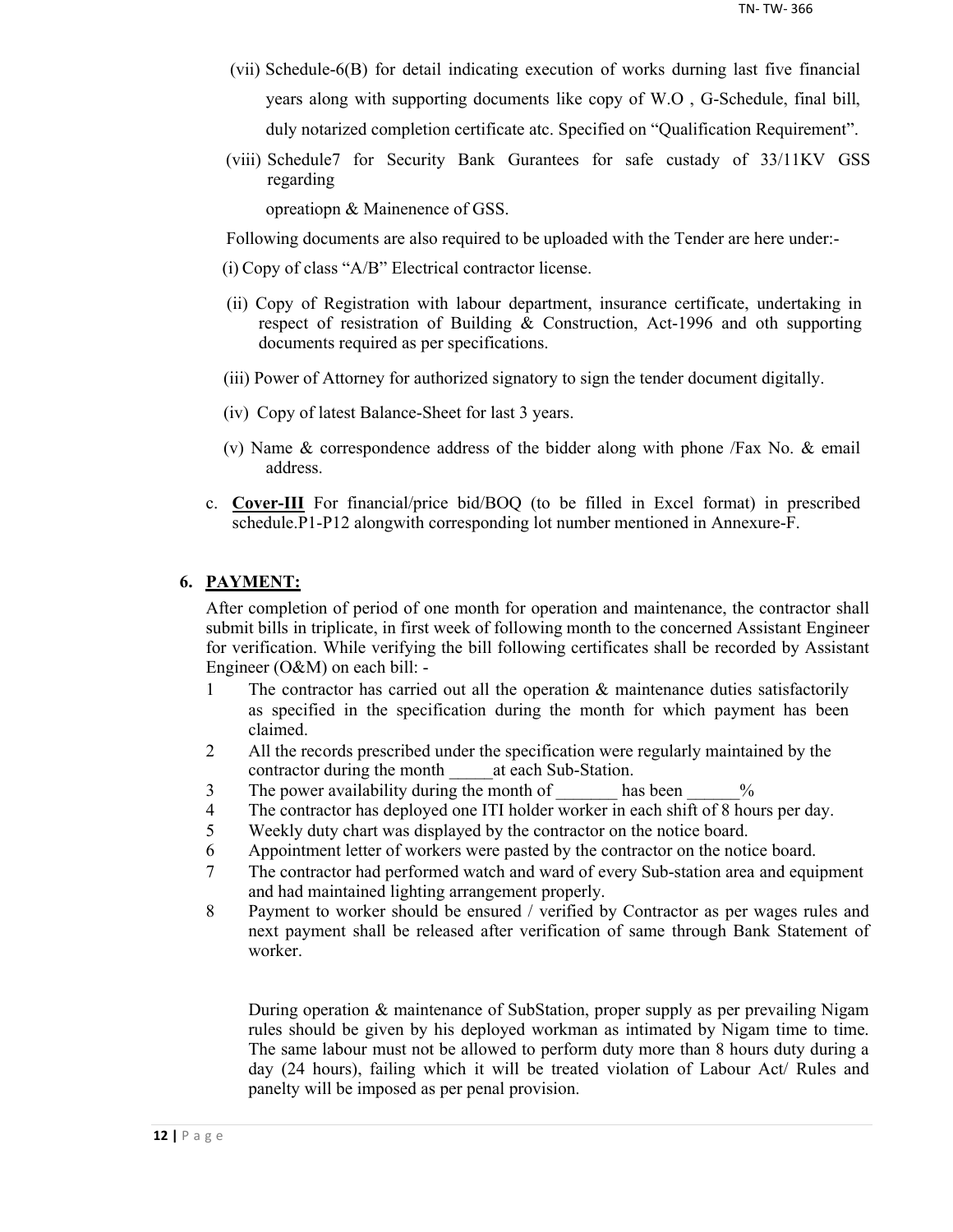(vii) Schedule-6(B) for detail indicating execution of works durning last five financial years along with supporting documents like copy of W.O , G-Schedule, final bill, duly notarized completion certificate atc. Specified on "Qualification Requirement".

(viii) Schedule7 for Security Bank Gurantees for safe custady of 33/11KV GSS regarding

opreatiopn & Mainenence of GSS.

Following documents are also required to be uploaded with the Tender are here under:-

(i) Copy of class "A/B" Electrical contractor license.

(ii) Copy of Registration with labour department, insurance certificate, undertaking in respect of resistration of Building & Construction, Act-1996 and oth supporting documents required as per specifications.

(iii) Power of Attorney for authorized signatory to sign the tender document digitally.

(iv) Copy of latest Balance-Sheet for last 3 years.

(v) Name & correspondence address of the bidder along with phone /Fax No. & email address.

c. **Cover-III** For financial/price bid/BOQ (to be filled in Excel format) in prescribed schedule.P1-P12 alongwith corresponding lot number mentioned in Annexure-F.

## 6. PAYMENT:

After completion of period of one month for operation and maintenance, the contractor shall submit bills in triplicate, in first week of following month to the concerned Assistant Engineer for verification. While verifying the bill following certificates shall be recorded by Assistant Engineer (O&M) on each bill: -

1. The contractor has carried out all the operation & maintenance duties satisfactorily as specified in the specification during the month for which payment has been claimed.
2. All the records prescribed under the specification were regularly maintained by the contractor during the month _____at each Sub-Station.
3. The power availability during the month of _______ has been ______%
4. The contractor has deployed one ITI holder worker in each shift of 8 hours per day.
5. Weekly duty chart was displayed by the contractor on the notice board.
6. Appointment letter of workers were pasted by the contractor on the notice board.
7. The contractor had performed watch and ward of every Sub-station area and equipment and had maintained lighting arrangement properly.
8. Payment to worker should be ensured / verified by Contractor as per wages rules and next payment shall be released after verification of same through Bank Statement of worker.

During operation & maintenance of SubStation, proper supply as per prevailing Nigam rules should be given by his deployed workman as intimated by Nigam time to time. The same labour must not be allowed to perform duty more than 8 hours duty during a day (24 hours), failing which it will be treated violation of Labour Act/ Rules and panelty will be imposed as per penal provision.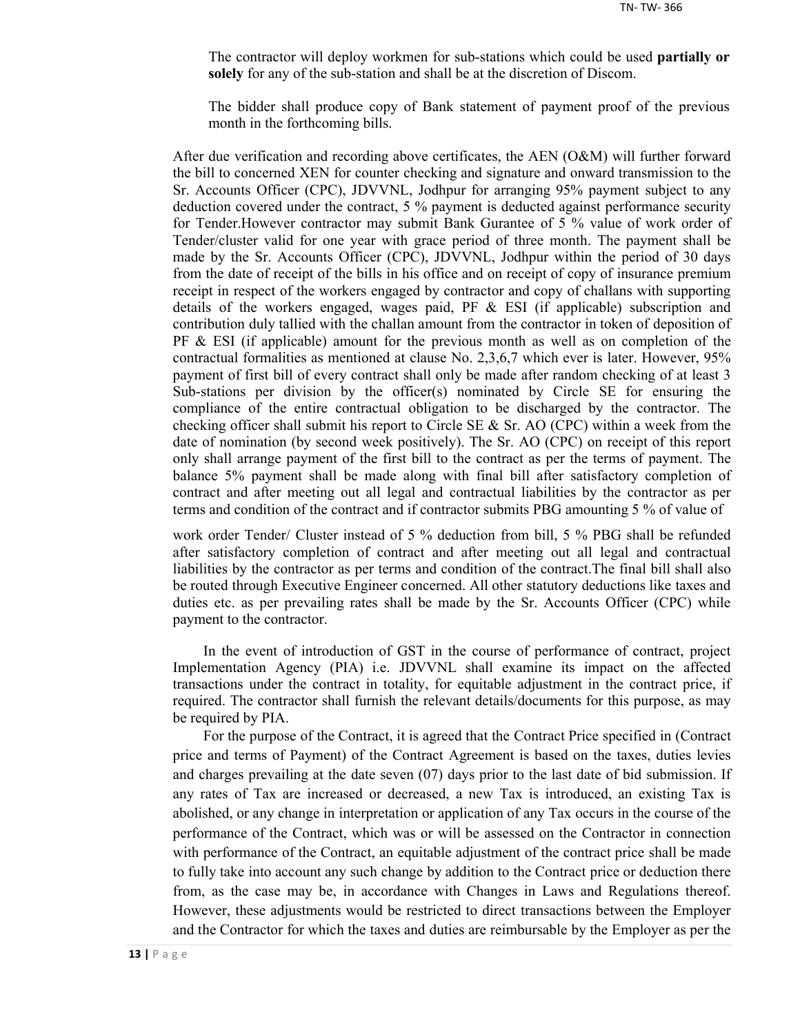The contractor will deploy workmen for sub-stations which could be used **partially or solely** for any of the sub-station and shall be at the discretion of Discom.

The bidder shall produce copy of Bank statement of payment proof of the previous month in the forthcoming bills.

After due verification and recording above certificates, the AEN (O&M) will further forward the bill to concerned XEN for counter checking and signature and onward transmission to the Sr. Accounts Officer (CPC), JDVVNL, Jodhpur for arranging 95% payment subject to any deduction covered under the contract, 5 % payment is deducted against performance security for Tender.However contractor may submit Bank Gurantee of 5 % value of work order of Tender/cluster valid for one year with grace period of three month. The payment shall be made by the Sr. Accounts Officer (CPC), JDVVNL, Jodhpur within the period of 30 days from the date of receipt of the bills in his office and on receipt of copy of insurance premium receipt in respect of the workers engaged by contractor and copy of challans with supporting details of the workers engaged, wages paid, PF & ESI (if applicable) subscription and contribution duly tallied with the challan amount from the contractor in token of deposition of PF & ESI (if applicable) amount for the previous month as well as on completion of the contractual formalities as mentioned at clause No. 2,3,6,7 which ever is later. However, 95% payment of first bill of every contract shall only be made after random checking of at least 3 Sub-stations per division by the officer(s) nominated by Circle SE for ensuring the compliance of the entire contractual obligation to be discharged by the contractor. The checking officer shall submit his report to Circle SE & Sr. AO (CPC) within a week from the date of nomination (by second week positively). The Sr. AO (CPC) on receipt of this report only shall arrange payment of the first bill to the contract as per the terms of payment. The balance 5% payment shall be made along with final bill after satisfactory completion of contract and after meeting out all legal and contractual liabilities by the contractor as per terms and condition of the contract and if contractor submits PBG amounting 5 % of value of work order Tender/ Cluster instead of 5 % deduction from bill, 5 % PBG shall be refunded after satisfactory completion of contract and after meeting out all legal and contractual liabilities by the contractor as per terms and condition of the contract.The final bill shall also be routed through Executive Engineer concerned. All other statutory deductions like taxes and duties etc. as per prevailing rates shall be made by the Sr. Accounts Officer (CPC) while payment to the contractor.

In the event of introduction of GST in the course of performance of contract, project Implementation Agency (PIA) i.e. JDVVNL shall examine its impact on the affected transactions under the contract in totality, for equitable adjustment in the contract price, if required. The contractor shall furnish the relevant details/documents for this purpose, as may be required by PIA.

For the purpose of the Contract, it is agreed that the Contract Price specified in (Contract price and terms of Payment) of the Contract Agreement is based on the taxes, duties levies and charges prevailing at the date seven (07) days prior to the last date of bid submission. If any rates of Tax are increased or decreased, a new Tax is introduced, an existing Tax is abolished, or any change in interpretation or application of any Tax occurs in the course of the performance of the Contract, which was or will be assessed on the Contractor in connection with performance of the Contract, an equitable adjustment of the contract price shall be made to fully take into account any such change by addition to the Contract price or deduction there from, as the case may be, in accordance with Changes in Laws and Regulations thereof. However, these adjustments would be restricted to direct transactions between the Employer and the Contractor for which the taxes and duties are reimbursable by the Employer as per the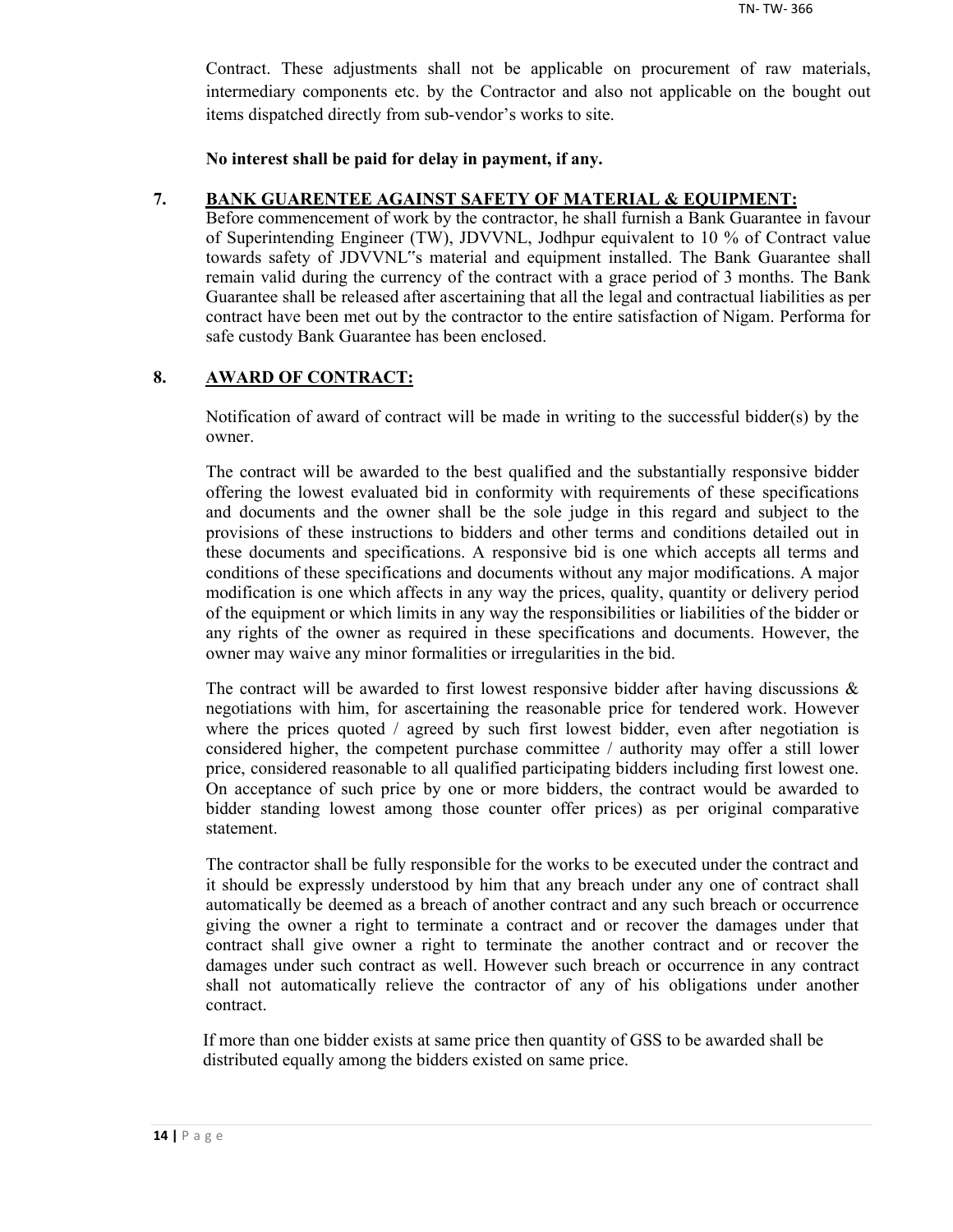Contract. These adjustments shall not be applicable on procurement of raw materials, intermediary components etc. by the Contractor and also not applicable on the bought out items dispatched directly from sub-vendor's works to site.

**No interest shall be paid for delay in payment, if any.**

## 7. BANK GUARENTEE AGAINST SAFETY OF MATERIAL & EQUIPMENT:

Before commencement of work by the contractor, he shall furnish a Bank Guarantee in favour of Superintending Engineer (TW), JDVVNL, Jodhpur equivalent to 10 % of Contract value towards safety of JDVVNL"s material and equipment installed. The Bank Guarantee shall remain valid during the currency of the contract with a grace period of 3 months. The Bank Guarantee shall be released after ascertaining that all the legal and contractual liabilities as per contract have been met out by the contractor to the entire satisfaction of Nigam. Performa for safe custody Bank Guarantee has been enclosed.

## 8. AWARD OF CONTRACT:

Notification of award of contract will be made in writing to the successful bidder(s) by the owner.

The contract will be awarded to the best qualified and the substantially responsive bidder offering the lowest evaluated bid in conformity with requirements of these specifications and documents and the owner shall be the sole judge in this regard and subject to the provisions of these instructions to bidders and other terms and conditions detailed out in these documents and specifications. A responsive bid is one which accepts all terms and conditions of these specifications and documents without any major modifications. A major modification is one which affects in any way the prices, quality, quantity or delivery period of the equipment or which limits in any way the responsibilities or liabilities of the bidder or any rights of the owner as required in these specifications and documents. However, the owner may waive any minor formalities or irregularities in the bid.

The contract will be awarded to first lowest responsive bidder after having discussions & negotiations with him, for ascertaining the reasonable price for tendered work. However where the prices quoted / agreed by such first lowest bidder, even after negotiation is considered higher, the competent purchase committee / authority may offer a still lower price, considered reasonable to all qualified participating bidders including first lowest one. On acceptance of such price by one or more bidders, the contract would be awarded to bidder standing lowest among those counter offer prices) as per original comparative statement.

The contractor shall be fully responsible for the works to be executed under the contract and it should be expressly understood by him that any breach under any one of contract shall automatically be deemed as a breach of another contract and any such breach or occurrence giving the owner a right to terminate a contract and or recover the damages under that contract shall give owner a right to terminate the another contract and or recover the damages under such contract as well. However such breach or occurrence in any contract shall not automatically relieve the contractor of any of his obligations under another contract.

If more than one bidder exists at same price then quantity of GSS to be awarded shall be distributed equally among the bidders existed on same price.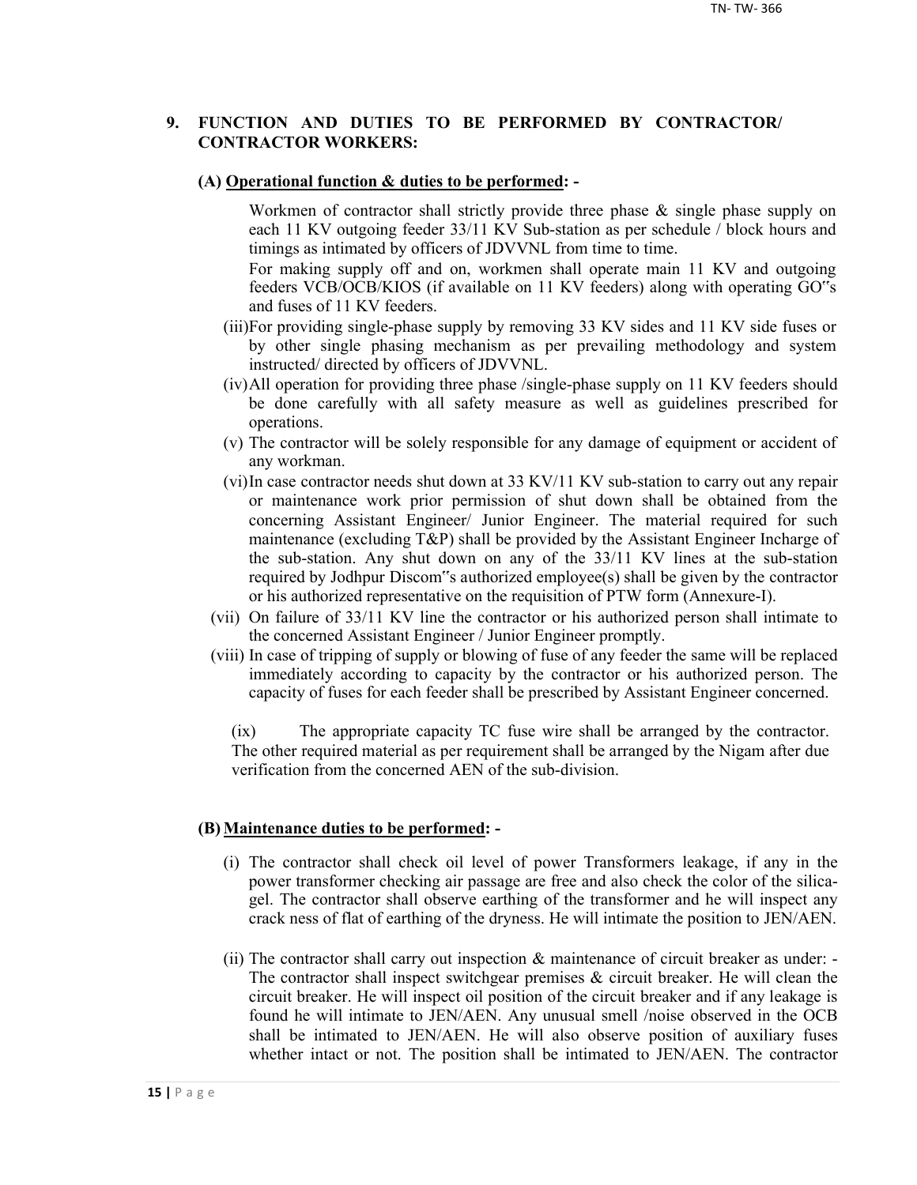## 9. FUNCTION AND DUTIES TO BE PERFORMED BY CONTRACTOR/ CONTRACTOR WORKERS:

### (A) Operational function & duties to be performed: -

Workmen of contractor shall strictly provide three phase & single phase supply on each 11 KV outgoing feeder 33/11 KV Sub-station as per schedule / block hours and timings as intimated by officers of JDVVNL from time to time.

For making supply off and on, workmen shall operate main 11 KV and outgoing feeders VCB/OCB/KIOS (if available on 11 KV feeders) along with operating GO"s and fuses of 11 KV feeders.

(iii) For providing single-phase supply by removing 33 KV sides and 11 KV side fuses or by other single phasing mechanism as per prevailing methodology and system instructed/ directed by officers of JDVVNL.

(iv) All operation for providing three phase /single-phase supply on 11 KV feeders should be done carefully with all safety measure as well as guidelines prescribed for operations.

(v) The contractor will be solely responsible for any damage of equipment or accident of any workman.

(vi) In case contractor needs shut down at 33 KV/11 KV sub-station to carry out any repair or maintenance work prior permission of shut down shall be obtained from the concerning Assistant Engineer/ Junior Engineer. The material required for such maintenance (excluding T&P) shall be provided by the Assistant Engineer Incharge of the sub-station. Any shut down on any of the 33/11 KV lines at the sub-station required by Jodhpur Discom"s authorized employee(s) shall be given by the contractor or his authorized representative on the requisition of PTW form (Annexure-I).

(vii) On failure of 33/11 KV line the contractor or his authorized person shall intimate to the concerned Assistant Engineer / Junior Engineer promptly.

(viii) In case of tripping of supply or blowing of fuse of any feeder the same will be replaced immediately according to capacity by the contractor or his authorized person. The capacity of fuses for each feeder shall be prescribed by Assistant Engineer concerned.

(ix) The appropriate capacity TC fuse wire shall be arranged by the contractor. The other required material as per requirement shall be arranged by the Nigam after due verification from the concerned AEN of the sub-division.

### (B) Maintenance duties to be performed: -

(i) The contractor shall check oil level of power Transformers leakage, if any in the power transformer checking air passage are free and also check the color of the silica-gel. The contractor shall observe earthing of the transformer and he will inspect any crack ness of flat of earthing of the dryness. He will intimate the position to JEN/AEN.

(ii) The contractor shall carry out inspection & maintenance of circuit breaker as under: - The contractor shall inspect switchgear premises & circuit breaker. He will clean the circuit breaker. He will inspect oil position of the circuit breaker and if any leakage is found he will intimate to JEN/AEN. Any unusual smell /noise observed in the OCB shall be intimated to JEN/AEN. He will also observe position of auxiliary fuses whether intact or not. The position shall be intimated to JEN/AEN. The contractor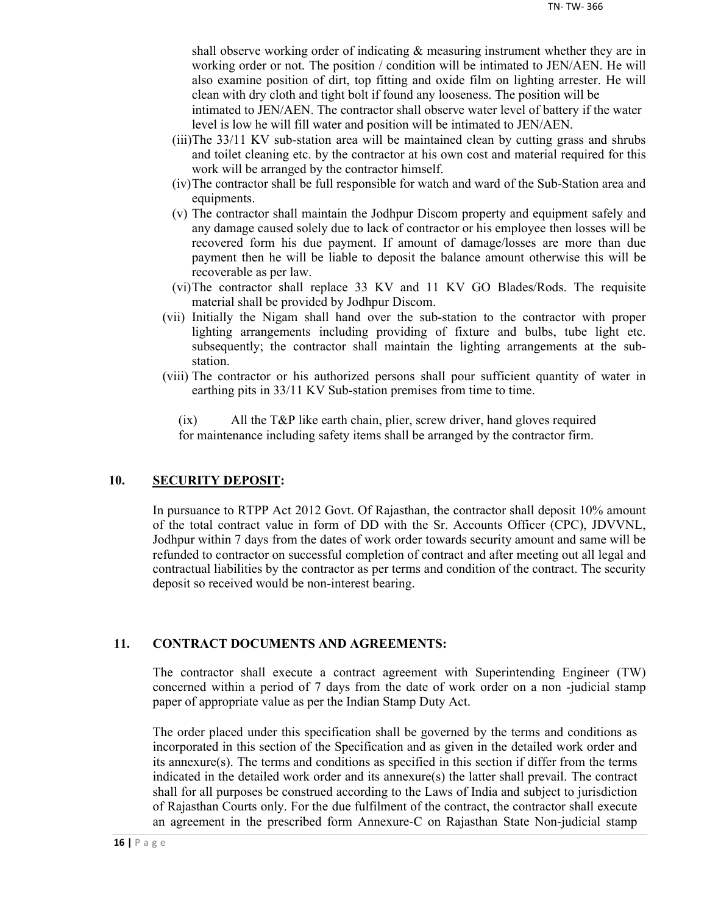shall observe working order of indicating & measuring instrument whether they are in working order or not. The position / condition will be intimated to JEN/AEN. He will also examine position of dirt, top fitting and oxide film on lighting arrester. He will clean with dry cloth and tight bolt if found any looseness. The position will be intimated to JEN/AEN. The contractor shall observe water level of battery if the water level is low he will fill water and position will be intimated to JEN/AEN.

(iii) The 33/11 KV sub-station area will be maintained clean by cutting grass and shrubs and toilet cleaning etc. by the contractor at his own cost and material required for this work will be arranged by the contractor himself.

(iv) The contractor shall be full responsible for watch and ward of the Sub-Station area and equipments.

(v) The contractor shall maintain the Jodhpur Discom property and equipment safely and any damage caused solely due to lack of contractor or his employee then losses will be recovered form his due payment. If amount of damage/losses are more than due payment then he will be liable to deposit the balance amount otherwise this will be recoverable as per law.

(vi) The contractor shall replace 33 KV and 11 KV GO Blades/Rods. The requisite material shall be provided by Jodhpur Discom.

(vii) Initially the Nigam shall hand over the sub-station to the contractor with proper lighting arrangements including providing of fixture and bulbs, tube light etc. subsequently; the contractor shall maintain the lighting arrangements at the sub-station.

(viii) The contractor or his authorized persons shall pour sufficient quantity of water in earthing pits in 33/11 KV Sub-station premises from time to time.

(ix) All the T&P like earth chain, plier, screw driver, hand gloves required for maintenance including safety items shall be arranged by the contractor firm.

## 10. SECURITY DEPOSIT:

In pursuance to RTPP Act 2012 Govt. Of Rajasthan, the contractor shall deposit 10% amount of the total contract value in form of DD with the Sr. Accounts Officer (CPC), JDVVNL, Jodhpur within 7 days from the dates of work order towards security amount and same will be refunded to contractor on successful completion of contract and after meeting out all legal and contractual liabilities by the contractor as per terms and condition of the contract. The security deposit so received would be non-interest bearing.

## 11. CONTRACT DOCUMENTS AND AGREEMENTS:

The contractor shall execute a contract agreement with Superintending Engineer (TW) concerned within a period of 7 days from the date of work order on a non -judicial stamp paper of appropriate value as per the Indian Stamp Duty Act.

The order placed under this specification shall be governed by the terms and conditions as incorporated in this section of the Specification and as given in the detailed work order and its annexure(s). The terms and conditions as specified in this section if differ from the terms indicated in the detailed work order and its annexure(s) the latter shall prevail. The contract shall for all purposes be construed according to the Laws of India and subject to jurisdiction of Rajasthan Courts only. For the due fulfilment of the contract, the contractor shall execute an agreement in the prescribed form Annexure-C on Rajasthan State Non-judicial stamp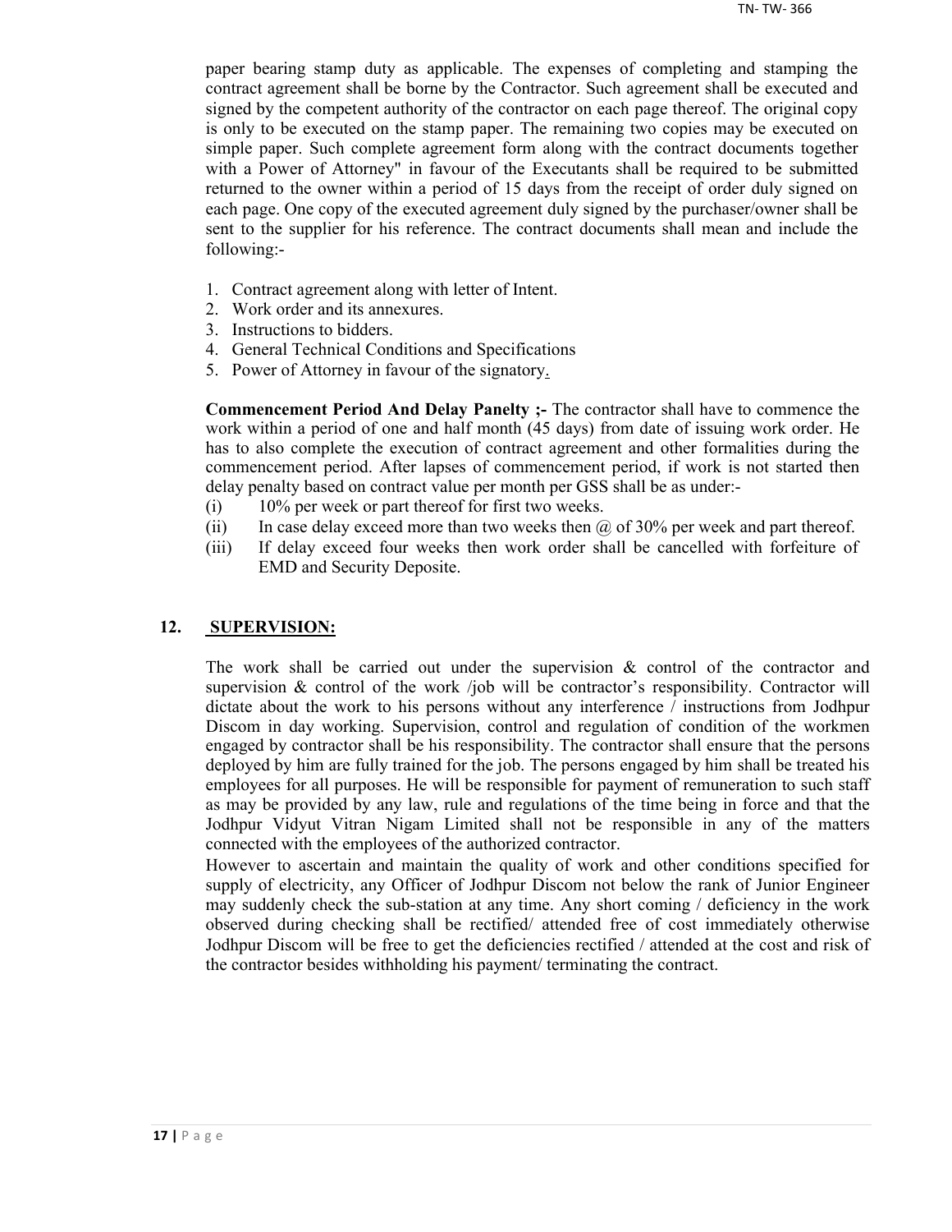paper bearing stamp duty as applicable. The expenses of completing and stamping the contract agreement shall be borne by the Contractor. Such agreement shall be executed and signed by the competent authority of the contractor on each page thereof. The original copy is only to be executed on the stamp paper. The remaining two copies may be executed on simple paper. Such complete agreement form along with the contract documents together with a Power of Attorney" in favour of the Executants shall be required to be submitted returned to the owner within a period of 15 days from the receipt of order duly signed on each page. One copy of the executed agreement duly signed by the purchaser/owner shall be sent to the supplier for his reference. The contract documents shall mean and include the following:-

1. Contract agreement along with letter of Intent.
2. Work order and its annexures.
3. Instructions to bidders.
4. General Technical Conditions and Specifications
5. Power of Attorney in favour of the signatory.

**Commencement Period And Delay Panelty ;-** The contractor shall have to commence the work within a period of one and half month (45 days) from date of issuing work order. He has to also complete the execution of contract agreement and other formalities during the commencement period. After lapses of commencement period, if work is not started then delay penalty based on contract value per month per GSS shall be as under:-

(i) 10% per week or part thereof for first two weeks.

(ii) In case delay exceed more than two weeks then @ of 30% per week and part thereof.

(iii) If delay exceed four weeks then work order shall be cancelled with forfeiture of EMD and Security Deposite.

## 12. SUPERVISION:

The work shall be carried out under the supervision & control of the contractor and supervision & control of the work /job will be contractor's responsibility. Contractor will dictate about the work to his persons without any interference / instructions from Jodhpur Discom in day working. Supervision, control and regulation of condition of the workmen engaged by contractor shall be his responsibility. The contractor shall ensure that the persons deployed by him are fully trained for the job. The persons engaged by him shall be treated his employees for all purposes. He will be responsible for payment of remuneration to such staff as may be provided by any law, rule and regulations of the time being in force and that the Jodhpur Vidyut Vitran Nigam Limited shall not be responsible in any of the matters connected with the employees of the authorized contractor.

However to ascertain and maintain the quality of work and other conditions specified for supply of electricity, any Officer of Jodhpur Discom not below the rank of Junior Engineer may suddenly check the sub-station at any time. Any short coming / deficiency in the work observed during checking shall be rectified/ attended free of cost immediately otherwise Jodhpur Discom will be free to get the deficiencies rectified / attended at the cost and risk of the contractor besides withholding his payment/ terminating the contract.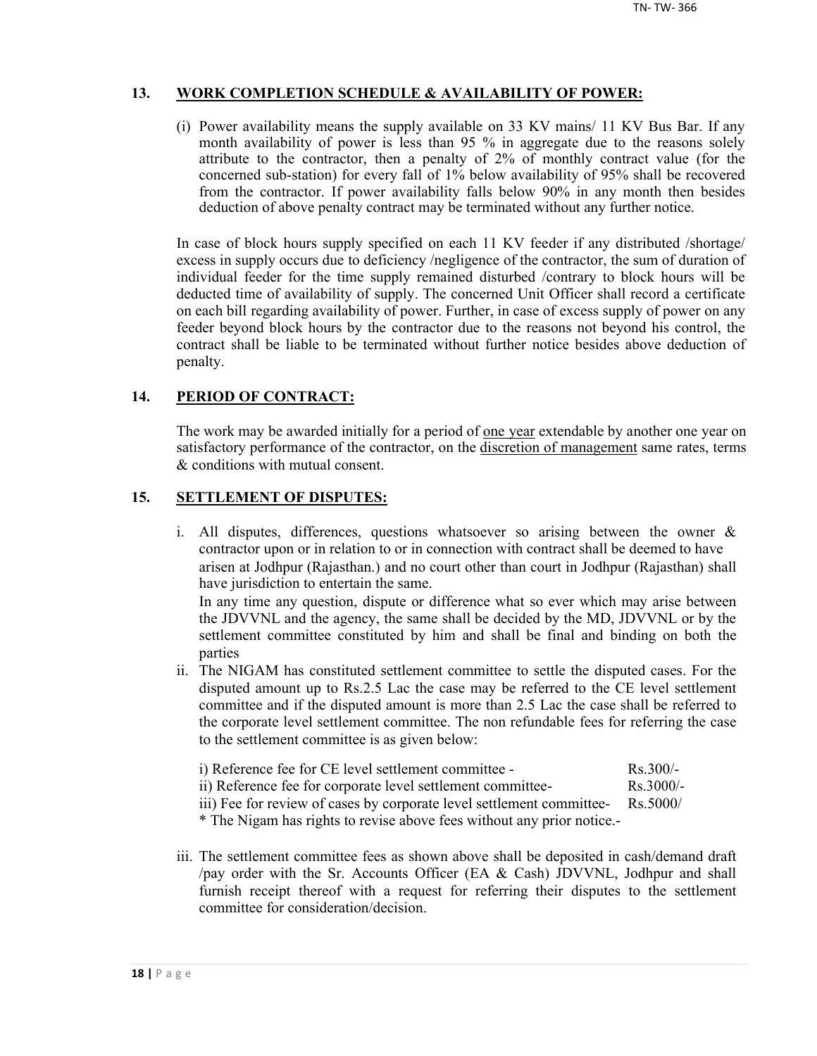## 13. WORK COMPLETION SCHEDULE & AVAILABILITY OF POWER:

(i) Power availability means the supply available on 33 KV mains/ 11 KV Bus Bar. If any month availability of power is less than 95 % in aggregate due to the reasons solely attribute to the contractor, then a penalty of 2% of monthly contract value (for the concerned sub-station) for every fall of 1% below availability of 95% shall be recovered from the contractor. If power availability falls below 90% in any month then besides deduction of above penalty contract may be terminated without any further notice.

In case of block hours supply specified on each 11 KV feeder if any distributed /shortage/ excess in supply occurs due to deficiency /negligence of the contractor, the sum of duration of individual feeder for the time supply remained disturbed /contrary to block hours will be deducted time of availability of supply. The concerned Unit Officer shall record a certificate on each bill regarding availability of power. Further, in case of excess supply of power on any feeder beyond block hours by the contractor due to the reasons not beyond his control, the contract shall be liable to be terminated without further notice besides above deduction of penalty.

## 14. PERIOD OF CONTRACT:

The work may be awarded initially for a period of <u>one year</u> extendable by another one year on satisfactory performance of the contractor, on the <u>discretion of management</u> same rates, terms & conditions with mutual consent.

## 15. SETTLEMENT OF DISPUTES:

i. All disputes, differences, questions whatsoever so arising between the owner & contractor upon or in relation to or in connection with contract shall be deemed to have arisen at Jodhpur (Rajasthan.) and no court other than court in Jodhpur (Rajasthan) shall have jurisdiction to entertain the same.

   In any time any question, dispute or difference what so ever which may arise between the JDVVNL and the agency, the same shall be decided by the MD, JDVVNL or by the settlement committee constituted by him and shall be final and binding on both the parties

ii. The NIGAM has constituted settlement committee to settle the disputed cases. For the disputed amount up to Rs.2.5 Lac the case may be referred to the CE level settlement committee and if the disputed amount is more than 2.5 Lac the case shall be referred to the corporate level settlement committee. The non refundable fees for referring the case to the settlement committee is as given below:

   i) Reference fee for CE level settlement committee - Rs.300/-
   ii) Reference fee for corporate level settlement committee- Rs.3000/-
   iii) Fee for review of cases by corporate level settlement committee- Rs.5000/
   * The Nigam has rights to revise above fees without any prior notice.-

iii. The settlement committee fees as shown above shall be deposited in cash/demand draft /pay order with the Sr. Accounts Officer (EA & Cash) JDVVNL, Jodhpur and shall furnish receipt thereof with a request for referring their disputes to the settlement committee for consideration/decision.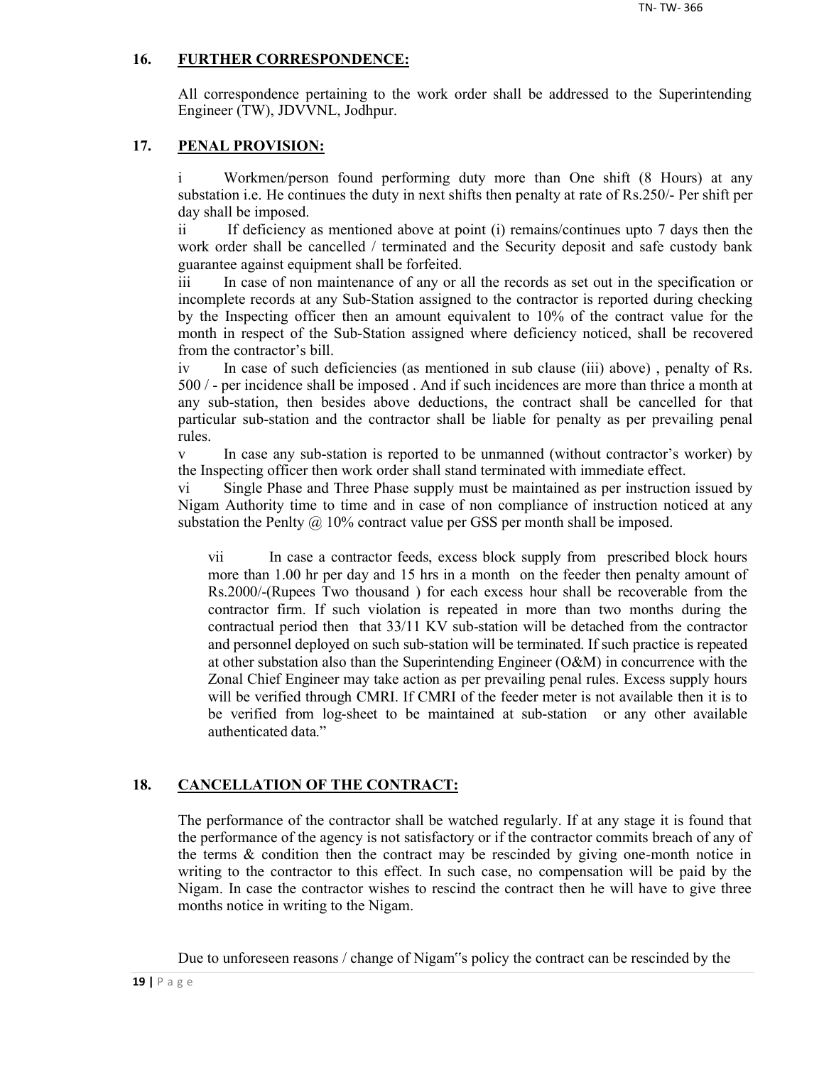## 16. FURTHER CORRESPONDENCE:

All correspondence pertaining to the work order shall be addressed to the Superintending Engineer (TW), JDVVNL, Jodhpur.

## 17. PENAL PROVISION:

i Workmen/person found performing duty more than One shift (8 Hours) at any substation i.e. He continues the duty in next shifts then penalty at rate of Rs.250/- Per shift per day shall be imposed.

ii If deficiency as mentioned above at point (i) remains/continues upto 7 days then the work order shall be cancelled / terminated and the Security deposit and safe custody bank guarantee against equipment shall be forfeited.

iii In case of non maintenance of any or all the records as set out in the specification or incomplete records at any Sub-Station assigned to the contractor is reported during checking by the Inspecting officer then an amount equivalent to 10% of the contract value for the month in respect of the Sub-Station assigned where deficiency noticed, shall be recovered from the contractor's bill.

iv In case of such deficiencies (as mentioned in sub clause (iii) above) , penalty of Rs. 500 / - per incidence shall be imposed . And if such incidences are more than thrice a month at any sub-station, then besides above deductions, the contract shall be cancelled for that particular sub-station and the contractor shall be liable for penalty as per prevailing penal rules.

v In case any sub-station is reported to be unmanned (without contractor's worker) by the Inspecting officer then work order shall stand terminated with immediate effect.

vi Single Phase and Three Phase supply must be maintained as per instruction issued by Nigam Authority time to time and in case of non compliance of instruction noticed at any substation the Penlty @ 10% contract value per GSS per month shall be imposed.

vii In case a contractor feeds, excess block supply from prescribed block hours more than 1.00 hr per day and 15 hrs in a month on the feeder then penalty amount of Rs.2000/-(Rupees Two thousand ) for each excess hour shall be recoverable from the contractor firm. If such violation is repeated in more than two months during the contractual period then that 33/11 KV sub-station will be detached from the contractor and personnel deployed on such sub-station will be terminated. If such practice is repeated at other substation also than the Superintending Engineer (O&M) in concurrence with the Zonal Chief Engineer may take action as per prevailing penal rules. Excess supply hours will be verified through CMRI. If CMRI of the feeder meter is not available then it is to be verified from log-sheet to be maintained at sub-station or any other available authenticated data."

## 18. CANCELLATION OF THE CONTRACT:

The performance of the contractor shall be watched regularly. If at any stage it is found that the performance of the agency is not satisfactory or if the contractor commits breach of any of the terms & condition then the contract may be rescinded by giving one-month notice in writing to the contractor to this effect. In such case, no compensation will be paid by the Nigam. In case the contractor wishes to rescind the contract then he will have to give three months notice in writing to the Nigam.

Due to unforeseen reasons / change of Nigam"s policy the contract can be rescinded by the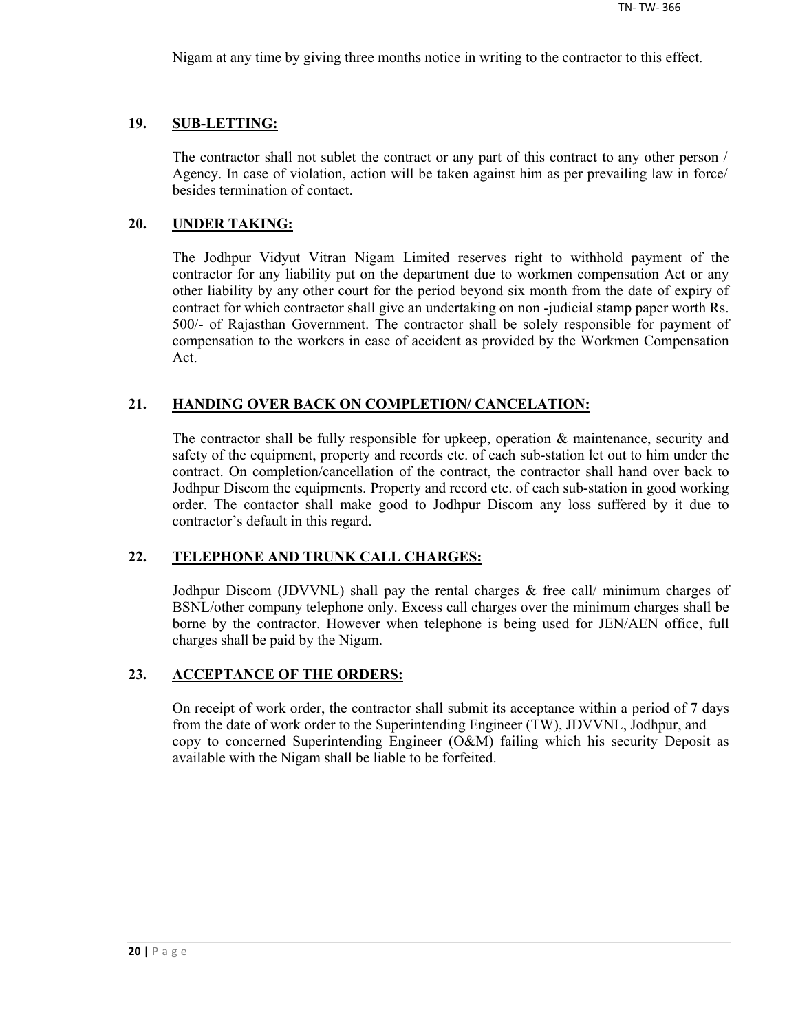Nigam at any time by giving three months notice in writing to the contractor to this effect.

## 19. SUB-LETTING:

The contractor shall not sublet the contract or any part of this contract to any other person / Agency. In case of violation, action will be taken against him as per prevailing law in force/ besides termination of contact.

## 20. UNDER TAKING:

The Jodhpur Vidyut Vitran Nigam Limited reserves right to withhold payment of the contractor for any liability put on the department due to workmen compensation Act or any other liability by any other court for the period beyond six month from the date of expiry of contract for which contractor shall give an undertaking on non -judicial stamp paper worth Rs. 500/- of Rajasthan Government. The contractor shall be solely responsible for payment of compensation to the workers in case of accident as provided by the Workmen Compensation Act.

## 21. HANDING OVER BACK ON COMPLETION/ CANCELATION:

The contractor shall be fully responsible for upkeep, operation & maintenance, security and safety of the equipment, property and records etc. of each sub-station let out to him under the contract. On completion/cancellation of the contract, the contractor shall hand over back to Jodhpur Discom the equipments. Property and record etc. of each sub-station in good working order. The contactor shall make good to Jodhpur Discom any loss suffered by it due to contractor's default in this regard.

## 22. TELEPHONE AND TRUNK CALL CHARGES:

Jodhpur Discom (JDVVNL) shall pay the rental charges & free call/ minimum charges of BSNL/other company telephone only. Excess call charges over the minimum charges shall be borne by the contractor. However when telephone is being used for JEN/AEN office, full charges shall be paid by the Nigam.

## 23. ACCEPTANCE OF THE ORDERS:

On receipt of work order, the contractor shall submit its acceptance within a period of 7 days from the date of work order to the Superintending Engineer (TW), JDVVNL, Jodhpur, and copy to concerned Superintending Engineer (O&M) failing which his security Deposit as available with the Nigam shall be liable to be forfeited.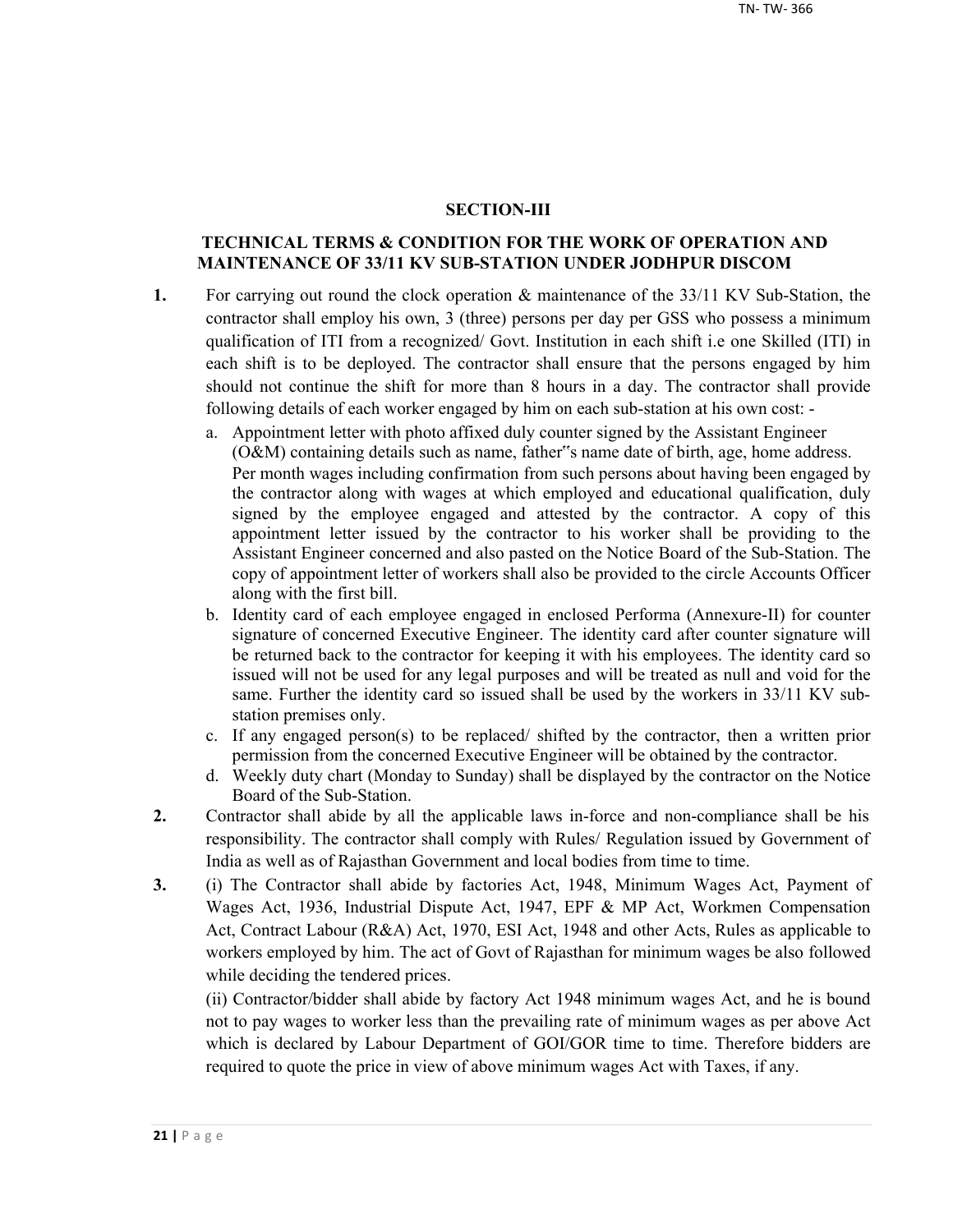## SECTION-III

### TECHNICAL TERMS & CONDITION FOR THE WORK OF OPERATION AND MAINTENANCE OF 33/11 KV SUB-STATION UNDER JODHPUR DISCOM

**1.** For carrying out round the clock operation & maintenance of the 33/11 KV Sub-Station, the contractor shall employ his own, 3 (three) persons per day per GSS who possess a minimum qualification of ITI from a recognized/ Govt. Institution in each shift i.e one Skilled (ITI) in each shift is to be deployed. The contractor shall ensure that the persons engaged by him should not continue the shift for more than 8 hours in a day. The contractor shall provide following details of each worker engaged by him on each sub-station at his own cost: -

a. Appointment letter with photo affixed duly counter signed by the Assistant Engineer (O&M) containing details such as name, father"s name date of birth, age, home address. Per month wages including confirmation from such persons about having been engaged by the contractor along with wages at which employed and educational qualification, duly signed by the employee engaged and attested by the contractor. A copy of this appointment letter issued by the contractor to his worker shall be providing to the Assistant Engineer concerned and also pasted on the Notice Board of the Sub-Station. The copy of appointment letter of workers shall also be provided to the circle Accounts Officer along with the first bill.

b. Identity card of each employee engaged in enclosed Performa (Annexure-II) for counter signature of concerned Executive Engineer. The identity card after counter signature will be returned back to the contractor for keeping it with his employees. The identity card so issued will not be used for any legal purposes and will be treated as null and void for the same. Further the identity card so issued shall be used by the workers in 33/11 KV sub-station premises only.

c. If any engaged person(s) to be replaced/ shifted by the contractor, then a written prior permission from the concerned Executive Engineer will be obtained by the contractor.

d. Weekly duty chart (Monday to Sunday) shall be displayed by the contractor on the Notice Board of the Sub-Station.

**2.** Contractor shall abide by all the applicable laws in-force and non-compliance shall be his responsibility. The contractor shall comply with Rules/ Regulation issued by Government of India as well as of Rajasthan Government and local bodies from time to time.

**3.** (i) The Contractor shall abide by factories Act, 1948, Minimum Wages Act, Payment of Wages Act, 1936, Industrial Dispute Act, 1947, EPF & MP Act, Workmen Compensation Act, Contract Labour (R&A) Act, 1970, ESI Act, 1948 and other Acts, Rules as applicable to workers employed by him. The act of Govt of Rajasthan for minimum wages be also followed while deciding the tendered prices.

(ii) Contractor/bidder shall abide by factory Act 1948 minimum wages Act, and he is bound not to pay wages to worker less than the prevailing rate of minimum wages as per above Act which is declared by Labour Department of GOI/GOR time to time. Therefore bidders are required to quote the price in view of above minimum wages Act with Taxes, if any.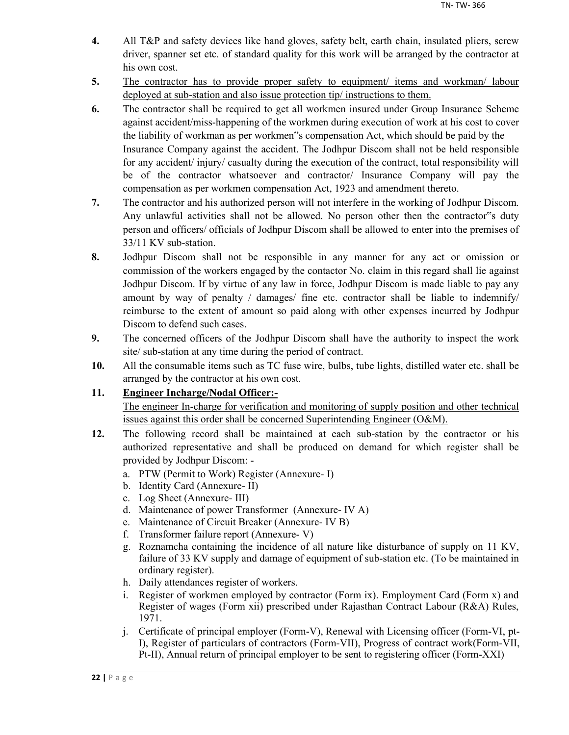4. All T&P and safety devices like hand gloves, safety belt, earth chain, insulated pliers, screw driver, spanner set etc. of standard quality for this work will be arranged by the contractor at his own cost.

5. <u>The contractor has to provide proper safety to equipment/ items and workman/ labour deployed at sub-station and also issue protection tip/ instructions to them.</u>

6. The contractor shall be required to get all workmen insured under Group Insurance Scheme against accident/miss-happening of the workmen during execution of work at his cost to cover the liability of workman as per workmen"s compensation Act, which should be paid by the Insurance Company against the accident. The Jodhpur Discom shall not be held responsible for any accident/ injury/ casualty during the execution of the contract, total responsibility will be of the contractor whatsoever and contractor/ Insurance Company will pay the compensation as per workmen compensation Act, 1923 and amendment thereto.

7. The contractor and his authorized person will not interfere in the working of Jodhpur Discom. Any unlawful activities shall not be allowed. No person other then the contractor"s duty person and officers/ officials of Jodhpur Discom shall be allowed to enter into the premises of 33/11 KV sub-station.

8. Jodhpur Discom shall not be responsible in any manner for any act or omission or commission of the workers engaged by the contactor No. claim in this regard shall lie against Jodhpur Discom. If by virtue of any law in force, Jodhpur Discom is made liable to pay any amount by way of penalty / damages/ fine etc. contractor shall be liable to indemnify/ reimburse to the extent of amount so paid along with other expenses incurred by Jodhpur Discom to defend such cases.

9. The concerned officers of the Jodhpur Discom shall have the authority to inspect the work site/ sub-station at any time during the period of contract.

10. All the consumable items such as TC fuse wire, bulbs, tube lights, distilled water etc. shall be arranged by the contractor at his own cost.

11. **<u>Engineer Incharge/Nodal Officer:-</u>**
<u>The engineer In-charge for verification and monitoring of supply position and other technical issues against this order shall be concerned Superintending Engineer (O&M).</u>

12. The following record shall be maintained at each sub-station by the contractor or his authorized representative and shall be produced on demand for which register shall be provided by Jodhpur Discom: -
    a. PTW (Permit to Work) Register (Annexure- I)
    b. Identity Card (Annexure- II)
    c. Log Sheet (Annexure- III)
    d. Maintenance of power Transformer (Annexure- IV A)
    e. Maintenance of Circuit Breaker (Annexure- IV B)
    f. Transformer failure report (Annexure- V)
    g. Roznamcha containing the incidence of all nature like disturbance of supply on 11 KV, failure of 33 KV supply and damage of equipment of sub-station etc. (To be maintained in ordinary register).
    h. Daily attendances register of workers.
    i. Register of workmen employed by contractor (Form ix). Employment Card (Form x) and Register of wages (Form xii) prescribed under Rajasthan Contract Labour (R&A) Rules, 1971.
    j. Certificate of principal employer (Form-V), Renewal with Licensing officer (Form-VI, pt-I), Register of particulars of contractors (Form-VII), Progress of contract work(Form-VII, Pt-II), Annual return of principal employer to be sent to registering officer (Form-XXI)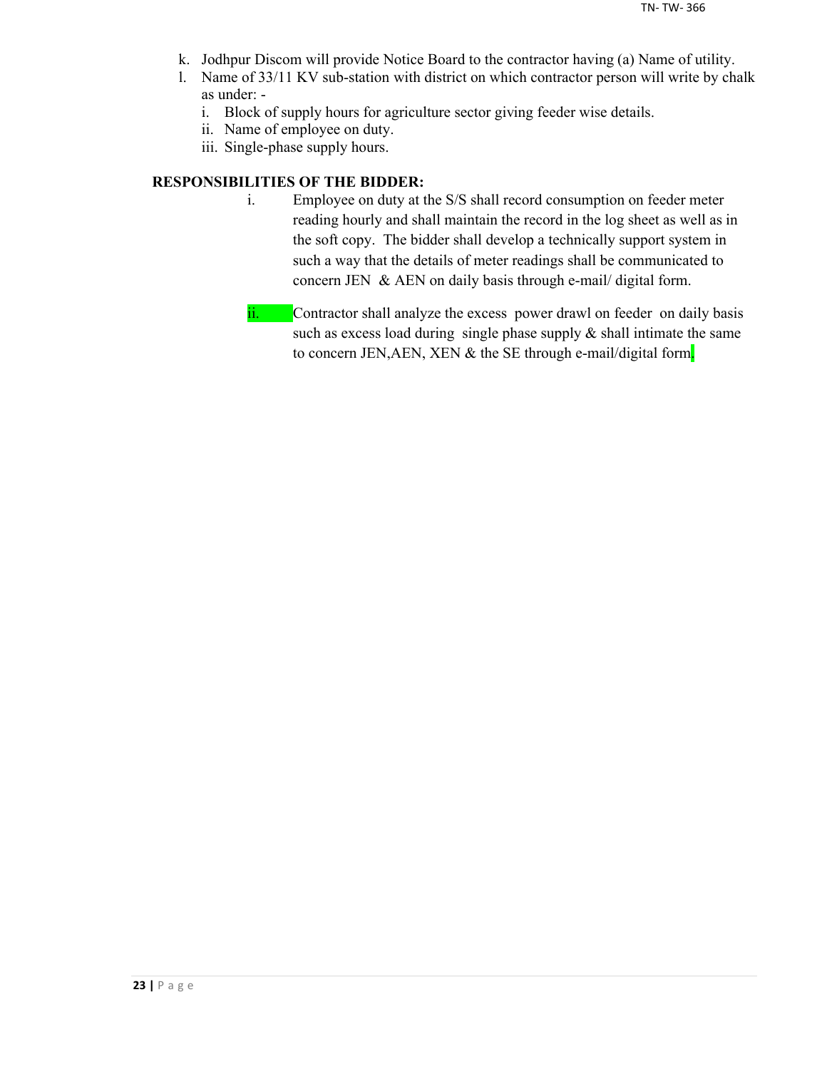k. Jodhpur Discom will provide Notice Board to the contractor having (a) Name of utility.
l. Name of 33/11 KV sub-station with district on which contractor person will write by chalk as under: -
   i. Block of supply hours for agriculture sector giving feeder wise details.
   ii. Name of employee on duty.
   iii. Single-phase supply hours.

**RESPONSIBILITIES OF THE BIDDER:**

i. Employee on duty at the S/S shall record consumption on feeder meter reading hourly and shall maintain the record in the log sheet as well as in the soft copy. The bidder shall develop a technically support system in such a way that the details of meter readings shall be communicated to concern JEN & AEN on daily basis through e-mail/ digital form.

ii. Contractor shall analyze the excess power drawl on feeder on daily basis such as excess load during single phase supply & shall intimate the same to concern JEN,AEN, XEN & the SE through e-mail/digital form.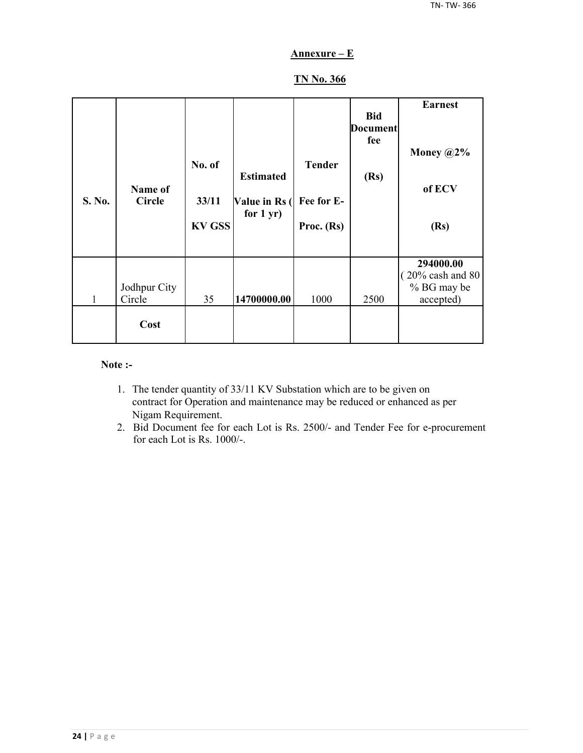**Annexure – E**

**TN No. 366**

| S. No. | Name of Circle | No. of 33/11 KV GSS | Estimated Value in Rs ( for 1 yr) | Tender Fee for E-Proc. (Rs) | Bid Document fee (Rs) | Earnest Money @2% of ECV (Rs) |
|---|---|---|---|---|---|---|
| 1 | Jodhpur City Circle | 35 | **14700000.00** | 1000 | 2500 | **294000.00** ( 20% cash and 80 % BG may be accepted) |
| | **Cost** | | | | | |

**Note :-**

1. The tender quantity of 33/11 KV Substation which are to be given on contract for Operation and maintenance may be reduced or enhanced as per Nigam Requirement.
2. Bid Document fee for each Lot is Rs. 2500/- and Tender Fee for e-procurement for each Lot is Rs. 1000/-.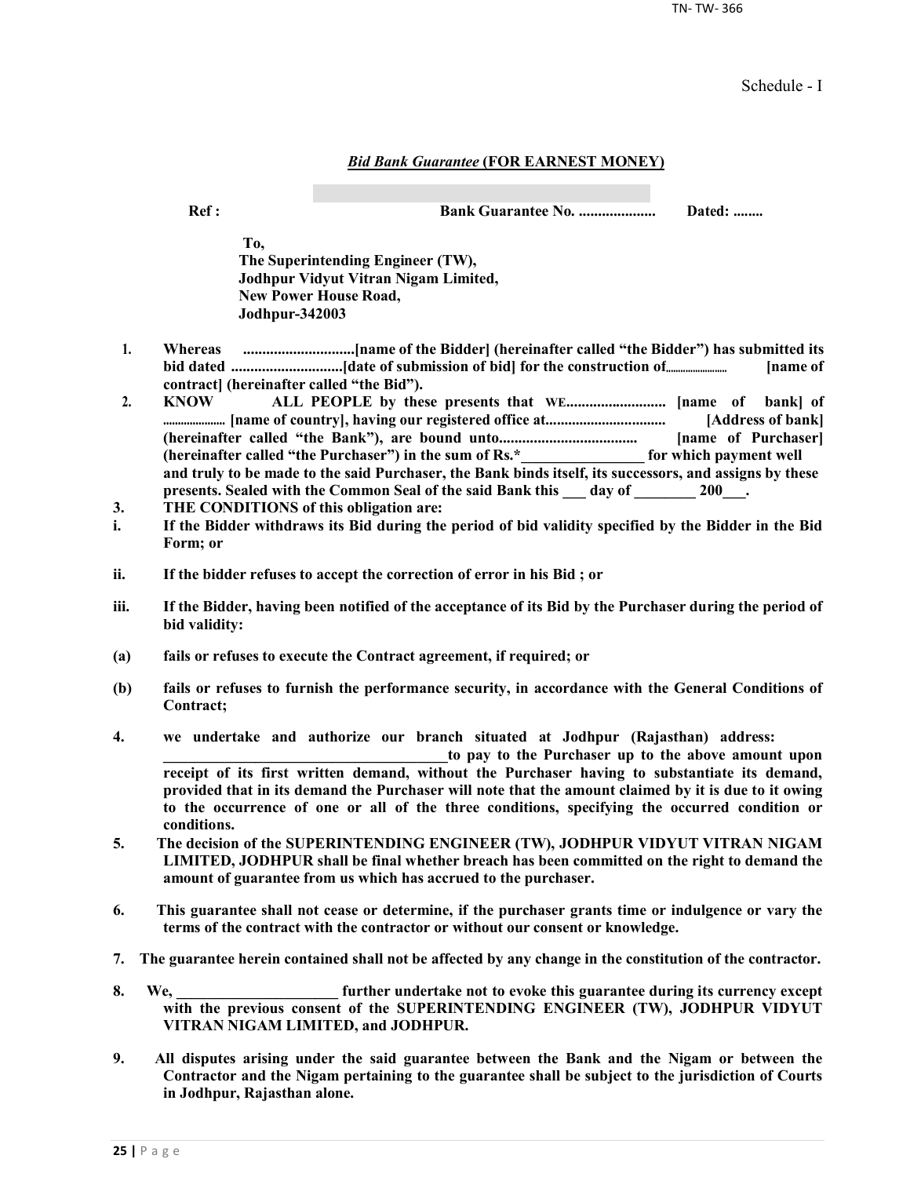Schedule - I

***Bid Bank Guarantee* (FOR EARNEST MONEY)**

**Ref : Bank Guarantee No. .................... Dated: ........**

**To,**
**The Superintending Engineer (TW),**
**Jodhpur Vidyut Vitran Nigam Limited,**
**New Power House Road,**
**Jodhpur-342003**

1. **Whereas .............................[name of the Bidder] (hereinafter called "the Bidder") has submitted its bid dated .............................[date of submission of bid] for the construction of........................ [name of contract] (hereinafter called "the Bid").**
2. **KNOW ALL PEOPLE by these presents that WE.......................... [name of bank] of ..................... [name of country], having our registered office at................................ [Address of bank] (hereinafter called "the Bank"), are bound unto.................................... [name of Purchaser] (hereinafter called "the Purchaser") in the sum of Rs.*________________ for which payment well and truly to be made to the said Purchaser, the Bank binds itself, its successors, and assigns by these presents. Sealed with the Common Seal of the said Bank this ___ day of ________ 200___.**
3. **THE CONDITIONS of this obligation are:**

i. **If the Bidder withdraws its Bid during the period of bid validity specified by the Bidder in the Bid Form; or**

ii. **If the bidder refuses to accept the correction of error in his Bid ; or**

iii. **If the Bidder, having been notified of the acceptance of its Bid by the Purchaser during the period of bid validity:**

(a) **fails or refuses to execute the Contract agreement, if required; or**

(b) **fails or refuses to furnish the performance security, in accordance with the General Conditions of Contract;**

4. **we undertake and authorize our branch situated at Jodhpur (Rajasthan) address: ______________________________________to pay to the Purchaser up to the above amount upon receipt of its first written demand, without the Purchaser having to substantiate its demand, provided that in its demand the Purchaser will note that the amount claimed by it is due to it owing to the occurrence of one or all of the three conditions, specifying the occurred condition or conditions.**
5. **The decision of the SUPERINTENDING ENGINEER (TW), JODHPUR VIDYUT VITRAN NIGAM LIMITED, JODHPUR shall be final whether breach has been committed on the right to demand the amount of guarantee from us which has accrued to the purchaser.**
6. **This guarantee shall not cease or determine, if the purchaser grants time or indulgence or vary the terms of the contract with the contractor or without our consent or knowledge.**
7. **The guarantee herein contained shall not be affected by any change in the constitution of the contractor.**
8. **We, _____________________ further undertake not to evoke this guarantee during its currency except with the previous consent of the SUPERINTENDING ENGINEER (TW), JODHPUR VIDYUT VITRAN NIGAM LIMITED, and JODHPUR.**
9. **All disputes arising under the said guarantee between the Bank and the Nigam or between the Contractor and the Nigam pertaining to the guarantee shall be subject to the jurisdiction of Courts in Jodhpur, Rajasthan alone.**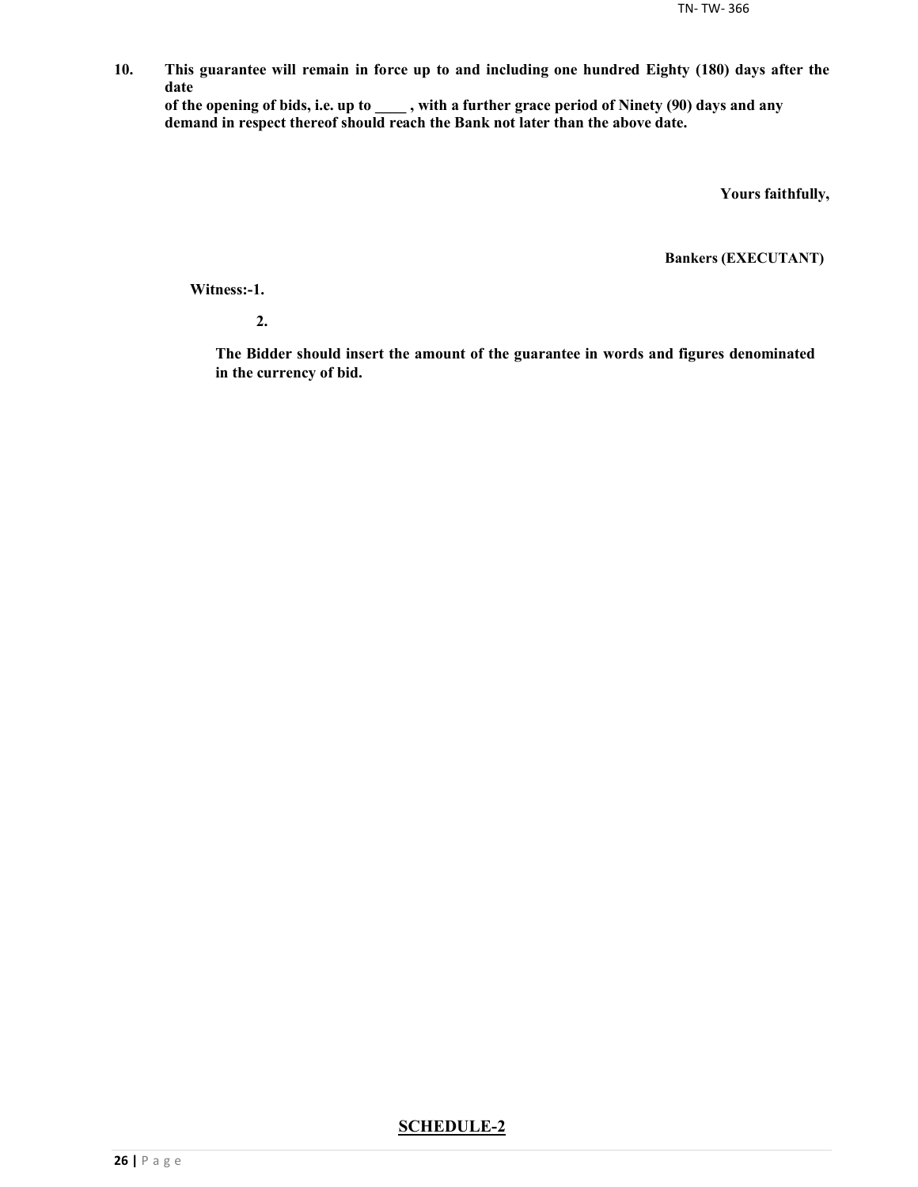**10. This guarantee will remain in force up to and including one hundred Eighty (180) days after the date of the opening of bids, i.e. up to ____ , with a further grace period of Ninety (90) days and any demand in respect thereof should reach the Bank not later than the above date.**

**Yours faithfully,**

**Bankers (EXECUTANT)**

**Witness:-1.**

**2.**

**The Bidder should insert the amount of the guarantee in words and figures denominated in the currency of bid.**

## SCHEDULE-2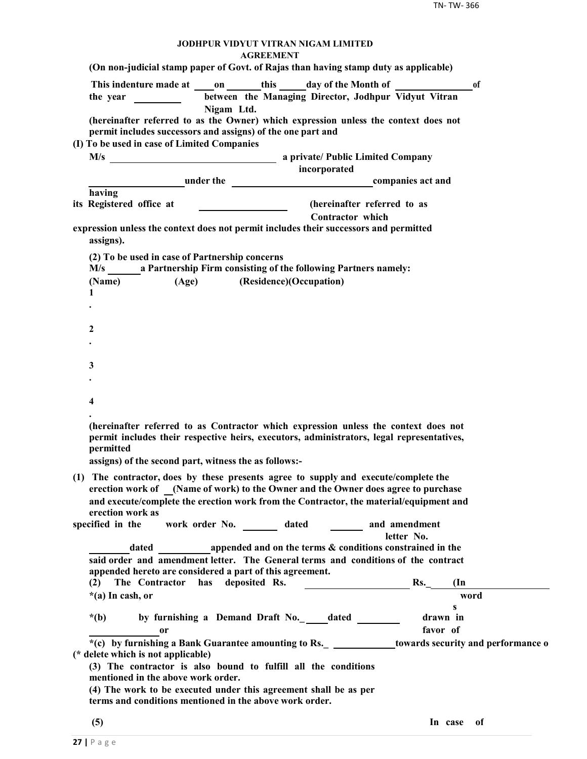**JODHPUR VIDYUT VITRAN NIGAM LIMITED**

**AGREEMENT**

**(On non-judicial stamp paper of Govt. of Rajas than having stamp duty as applicable)**

**This indenture made at \_\_\_\_ on \_\_\_\_\_\_\_ this \_\_\_\_\_ day of the Month of \_\_\_\_\_\_\_\_\_\_\_\_\_\_\_ of the year \_\_\_\_\_\_\_\_\_ between the Managing Director, Jodhpur Vidyut Vitran Nigam Ltd.**

**(hereinafter referred to as the Owner) which expression unless the context does not permit includes successors and assigns) of the one part and**

**(I) To be used in case of Limited Companies**

**M/s \_\_\_\_\_\_\_\_\_\_\_\_\_\_\_\_\_\_\_\_\_\_\_\_\_\_\_\_\_\_\_\_ a private/ Public Limited Company incorporated \_\_\_\_\_\_\_\_\_\_\_\_\_\_\_\_\_\_\_ under the \_\_\_\_\_\_\_\_\_\_\_\_\_\_\_\_\_\_\_\_\_\_\_\_\_\_\_\_ companies act and having its Registered office at \_\_\_\_\_\_\_\_\_\_\_\_\_\_\_\_\_ (hereinafter referred to as Contractor which expression unless the context does not permit includes their successors and permitted assigns).**

**(2) To be used in case of Partnership concerns**

**M/s \_\_\_\_\_\_ a Partnership Firm consisting of the following Partners namely:**

**(Name) (Age) (Residence)(Occupation)**

**1.**

**2.**

**3.**

**4.**

**(hereinafter referred to as Contractor which expression unless the context does not permit includes their respective heirs, executors, administrators, legal representatives, permitted assigns) of the second part, witness the as follows:-**

**(1) The contractor, does by these presents agree to supply and execute/complete the erection work of \_\_(Name of work) to the Owner and the Owner does agree to purchase and execute/complete the erection work from the Contractor, the material/equipment and erection work as specified in the work order No. \_\_\_\_\_\_\_ dated \_\_\_\_\_\_\_ and amendment letter No. \_\_\_\_\_\_\_\_ dated \_\_\_\_\_\_\_\_\_\_ appended and on the terms & conditions constrained in the said order and amendment letter. The General terms and conditions of the contract appended hereto are considered a part of this agreement.**

**(2) The Contractor has deposited Rs. \_\_\_\_\_\_\_\_\_\_\_\_\_\_\_\_\_\_\_\_\_ Rs.\_ (In words \_\_\_\_\_\_\_\_\_\_\_\_\_\_\_\_\_\_)**

***(a) In cash, or**

***(b) by furnishing a Demand Draft No.\_\_\_\_\_ dated \_\_\_\_\_\_\_\_\_ drawn in favor of \_\_\_\_\_\_\_\_\_\_\_\_\_ or**

***(c) by furnishing a Bank Guarantee amounting to Rs.\_ \_\_\_\_\_\_\_\_\_\_\_\_\_ towards security and performance o**

**(* delete which is not applicable)**

**(3) The contractor is also bound to fulfill all the conditions mentioned in the above work order.**

**(4) The work to be executed under this agreement shall be as per terms and conditions mentioned in the above work order.**

**(5) In case of**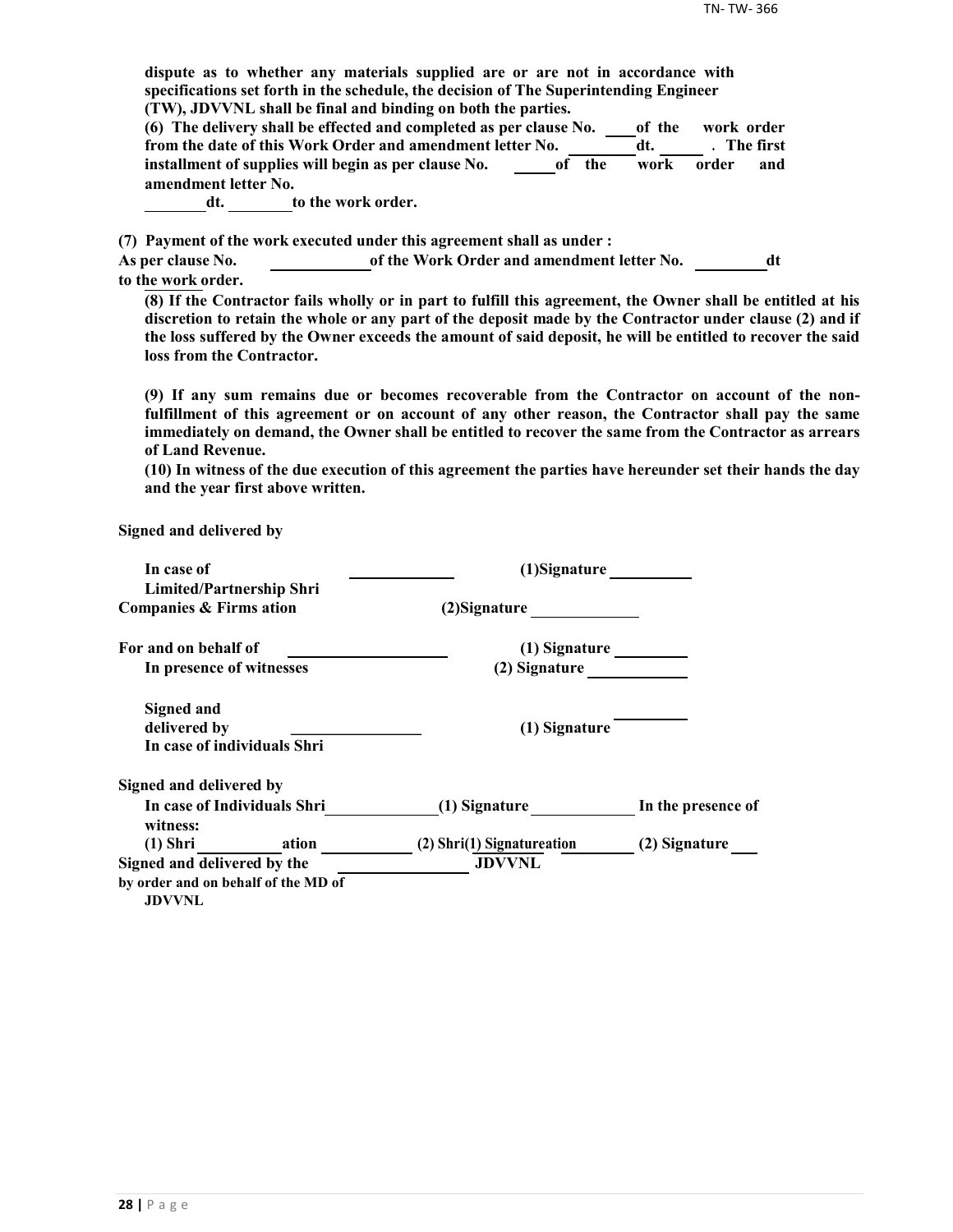**dispute as to whether any materials supplied are or are not in accordance with specifications set forth in the schedule, the decision of The Superintending Engineer (TW), JDVVNL shall be final and binding on both the parties.**

**(6) The delivery shall be effected and completed as per clause No. \_\_\_\_ of the work order from the date of this Work Order and amendment letter No. \_\_\_\_\_\_\_\_ dt. \_\_\_\_\_ . The first installment of supplies will begin as per clause No. \_\_\_\_\_ of the work order and amendment letter No. \_\_\_\_\_\_\_\_ dt. \_\_\_\_\_\_\_\_ to the work order.**

**(7) Payment of the work executed under this agreement shall as under :**

**As per clause No. \_\_\_\_\_\_\_\_\_\_\_\_ of the Work Order and amendment letter No. \_\_\_\_\_\_\_\_\_ dt to the work order.**

**(8) If the Contractor fails wholly or in part to fulfill this agreement, the Owner shall be entitled at his discretion to retain the whole or any part of the deposit made by the Contractor under clause (2) and if the loss suffered by the Owner exceeds the amount of said deposit, he will be entitled to recover the said loss from the Contractor.**

**(9) If any sum remains due or becomes recoverable from the Contractor on account of the non-fulfillment of this agreement or on account of any other reason, the Contractor shall pay the same immediately on demand, the Owner shall be entitled to recover the same from the Contractor as arrears of Land Revenue.**

**(10) In witness of the due execution of this agreement the parties have hereunder set their hands the day and the year first above written.**

**Signed and delivered by**

**In case of Limited/Partnership Shri \_\_\_\_\_\_\_\_\_\_\_\_\_ (1)Signature \_\_\_\_\_\_\_\_\_\_**
**Companies & Firms ation (2)Signature \_\_\_\_\_\_\_\_\_\_\_\_\_**

**For and on behalf of \_\_\_\_\_\_\_\_\_\_\_\_\_\_\_\_\_\_\_\_ (1) Signature \_\_\_\_\_\_\_\_\_**
**In presence of witnesses (2) Signature \_\_\_\_\_\_\_\_\_\_\_\_**

**Signed and delivered by \_\_\_\_\_\_\_\_\_\_\_\_\_\_\_\_ (1) Signature \_\_\_\_\_\_\_\_\_**
**In case of individuals Shri**

**Signed and delivered by**
**In case of Individuals Shri \_\_\_\_\_\_\_\_\_\_\_\_\_\_ (1) Signature \_\_\_\_\_\_\_\_\_\_\_\_\_ In the presence of witness:**
**(1) Shri \_\_\_\_\_\_\_\_\_\_ ation \_\_\_\_\_\_\_\_\_\_\_ (2) Shri(1) Signatureation \_\_\_\_\_\_\_\_\_ (2) Signature \_\_\_**
**Signed and delivered by the \_\_\_\_\_\_\_\_\_\_\_\_\_\_\_\_ JDVVNL**
**by order and on behalf of the MD of JDVVNL**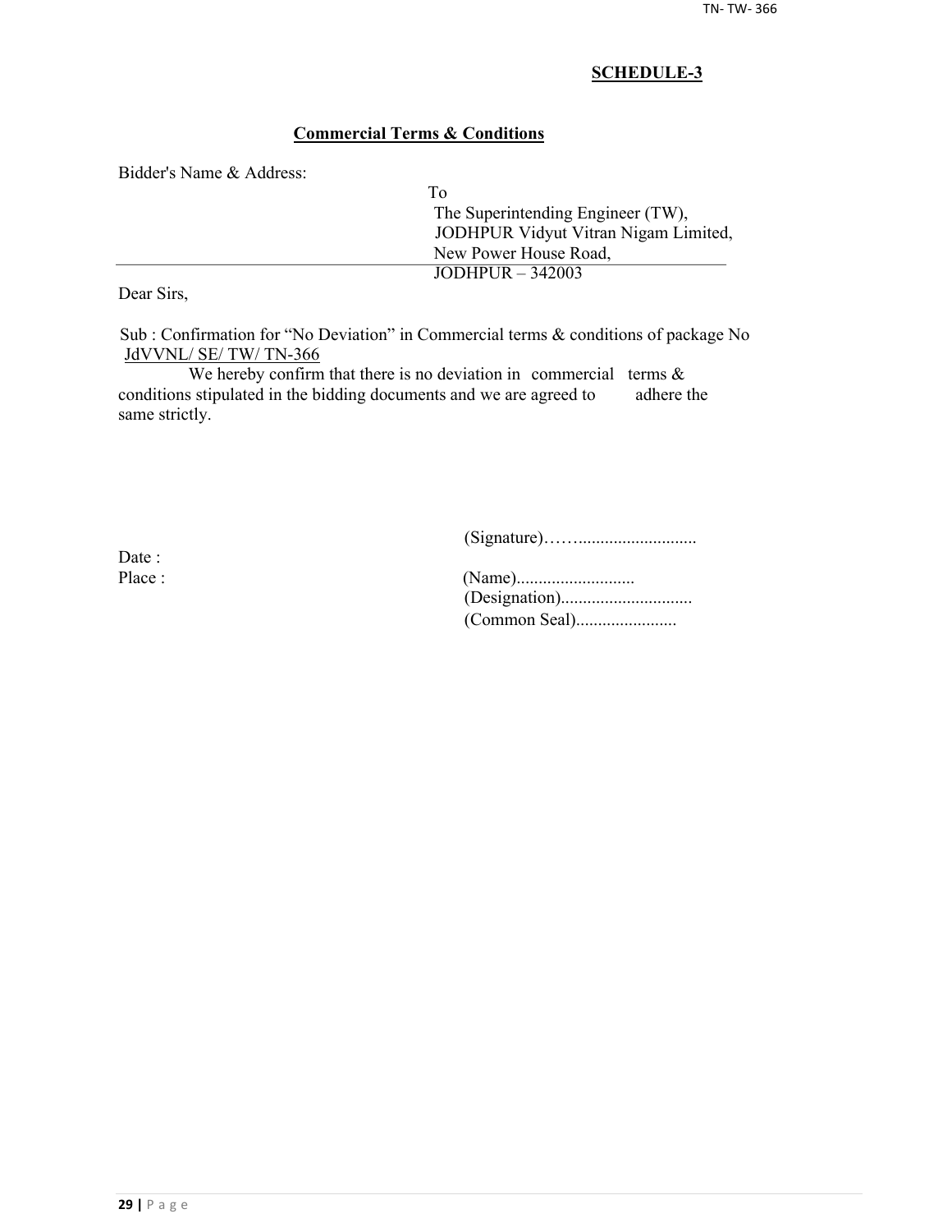## SCHEDULE-3

### Commercial Terms & Conditions

Bidder's Name & Address:

To
The Superintending Engineer (TW),
JODHPUR Vidyut Vitran Nigam Limited,
New Power House Road,
JODHPUR – 342003

Dear Sirs,

Sub : Confirmation for "No Deviation" in Commercial terms & conditions of package No JdVVNL/ SE/ TW/ TN-366

We hereby confirm that there is no deviation in commercial terms & conditions stipulated in the bidding documents and we are agreed to adhere the same strictly.

(Signature)……..........................

Date :

Place :

(Name)..........................

(Designation).............................

(Common Seal)......................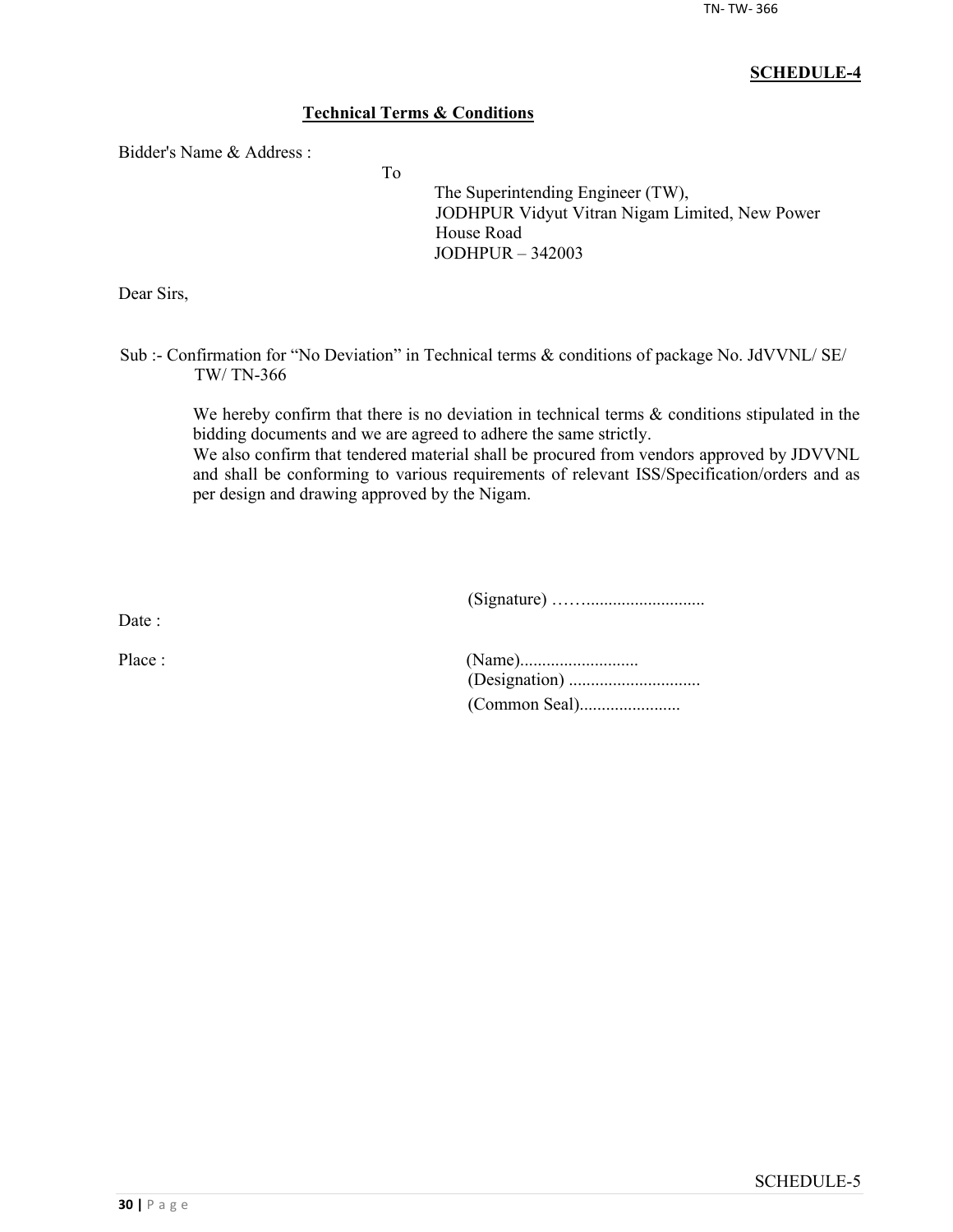**SCHEDULE-4**

**Technical Terms & Conditions**

Bidder's Name & Address :

To

The Superintending Engineer (TW),
JODHPUR Vidyut Vitran Nigam Limited, New Power House Road
JODHPUR – 342003

Dear Sirs,

Sub :- Confirmation for "No Deviation" in Technical terms & conditions of package No. JdVVNL/ SE/ TW/ TN-366

We hereby confirm that there is no deviation in technical terms & conditions stipulated in the bidding documents and we are agreed to adhere the same strictly.
We also confirm that tendered material shall be procured from vendors approved by JDVVNL and shall be conforming to various requirements of relevant ISS/Specification/orders and as per design and drawing approved by the Nigam.

(Signature) ……..........................

Date :

Place :

(Name)..........................
(Designation) .............................
(Common Seal)......................

SCHEDULE-5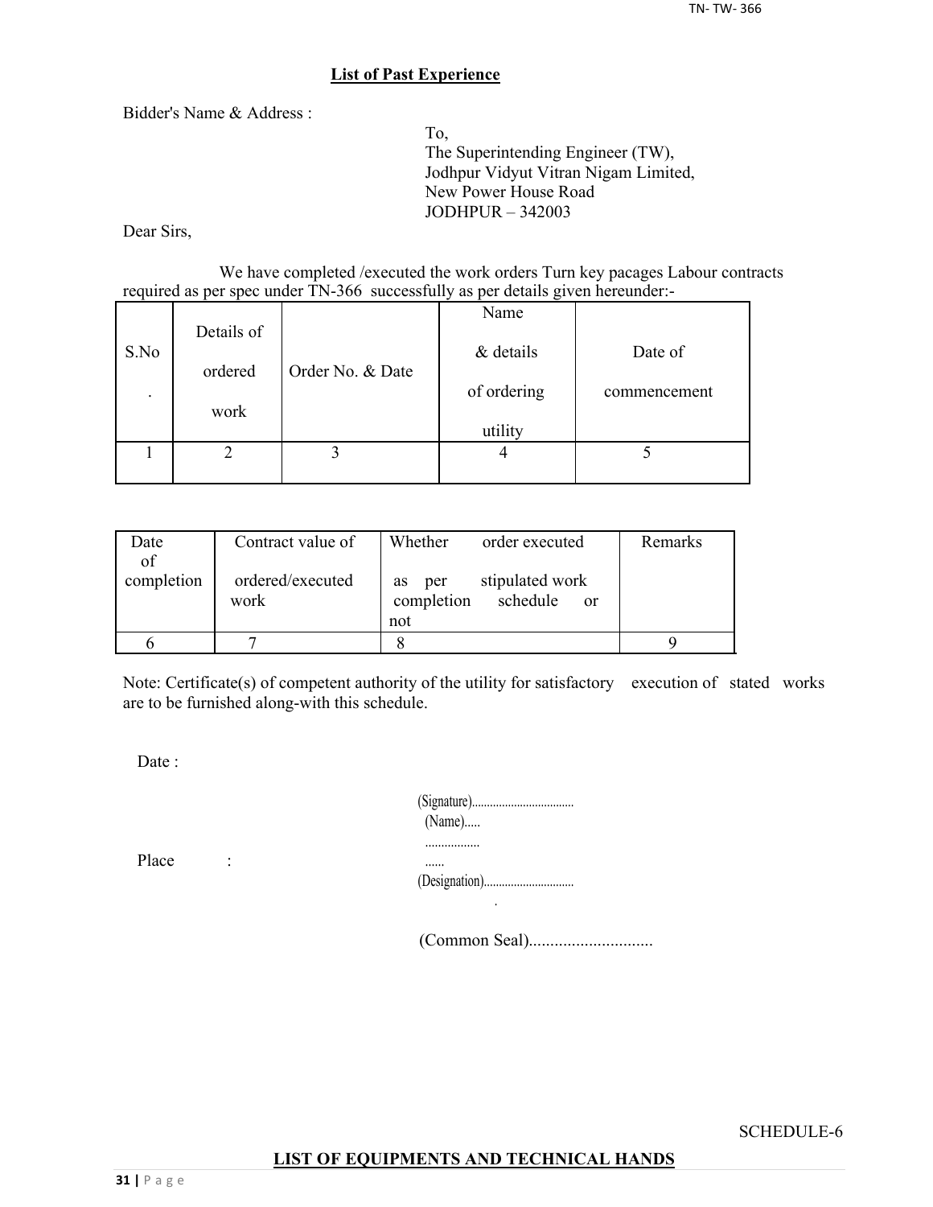## List of Past Experience

Bidder's Name & Address :

To,
The Superintending Engineer (TW),
Jodhpur Vidyut Vitran Nigam Limited,
New Power House Road
JODHPUR – 342003

Dear Sirs,

We have completed /executed the work orders Turn key pacages Labour contracts required as per spec under TN-366 successfully as per details given hereunder:-

| S.No. | Details of ordered work | Order No. & Date | Name & details of ordering utility | Date of commencement |
|---|---|---|---|---|
| 1 | 2 | 3 | 4 | 5 |

| Date of completion | Contract value of ordered/executed work | Whether order executed as per stipulated work completion schedule or not | Remarks |
|---|---|---|---|
| 6 | 7 | 8 | 9 |

Note: Certificate(s) of competent authority of the utility for satisfactory execution of stated works are to be furnished along-with this schedule.

Date :

Place :

(Signature)..................................
(Name).....
.................
......
(Designation)..............................

(Common Seal)............................

SCHEDULE-6

**LIST OF EQUIPMENTS AND TECHNICAL HANDS**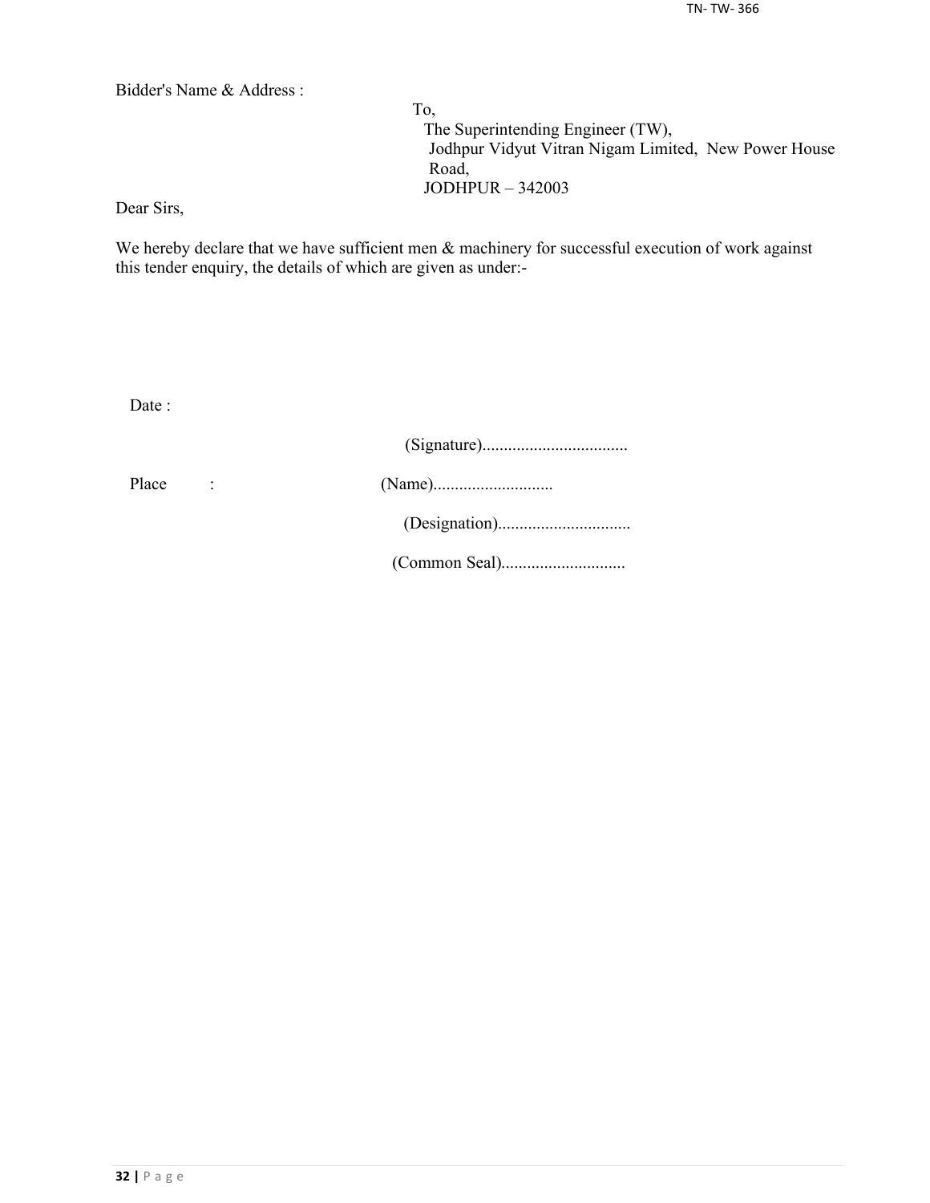Bidder's Name & Address :

To,
The Superintending Engineer (TW),
Jodhpur Vidyut Vitran Nigam Limited, New Power House Road,
JODHPUR – 342003

Dear Sirs,

We hereby declare that we have sufficient men & machinery for successful execution of work against this tender enquiry, the details of which are given as under:-

Date :

(Signature)..................................

Place :

(Name)............................

(Designation)...............................

(Common Seal).............................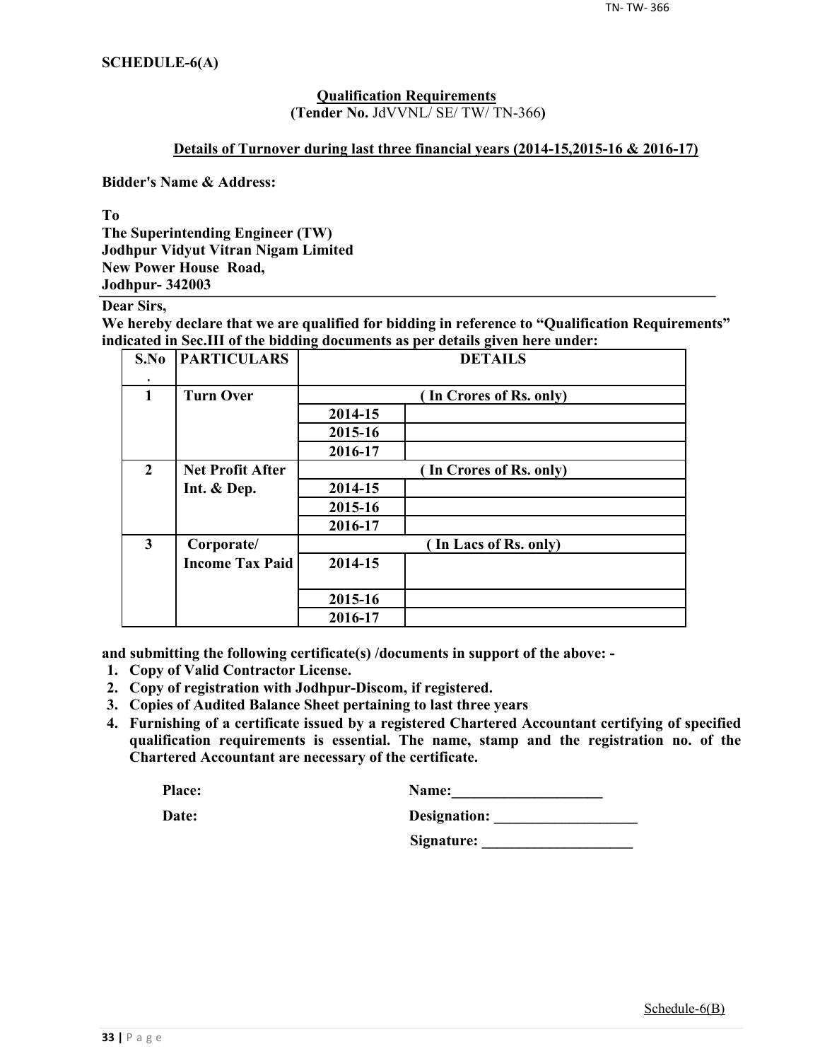**SCHEDULE-6(A)**

**Qualification Requirements**
**(Tender No.** JdVVNL/ SE/ TW/ TN-366**)**

**Details of Turnover during last three financial years (2014-15,2015-16 & 2016-17)**

**Bidder's Name & Address:**

**To**
**The Superintending Engineer (TW)**
**Jodhpur Vidyut Vitran Nigam Limited**
**New Power House Road,**
**Jodhpur- 342003**

**Dear Sirs,**
**We hereby declare that we are qualified for bidding in reference to "Qualification Requirements" indicated in Sec.III of the bidding documents as per details given here under:**

| S.No. | PARTICULARS | DETAILS | |
|---|---|---|---|
| 1 | Turn Over | ( In Crores of Rs. only) | |
| | | 2014-15 | |
| | | 2015-16 | |
| | | 2016-17 | |
| 2 | Net Profit After Int. & Dep. | ( In Crores of Rs. only) | |
| | | 2014-15 | |
| | | 2015-16 | |
| | | 2016-17 | |
| 3 | Corporate/ Income Tax Paid | ( In Lacs of Rs. only) | |
| | | 2014-15 | |
| | | 2015-16 | |
| | | 2016-17 | |

**and submitting the following certificate(s) /documents in support of the above: -**

1. **Copy of Valid Contractor License.**
2. **Copy of registration with Jodhpur-Discom, if registered.**
3. **Copies of Audited Balance Sheet pertaining to last three years**
4. **Furnishing of a certificate issued by a registered Chartered Accountant certifying of specified qualification requirements is essential. The name, stamp and the registration no. of the Chartered Accountant are necessary of the certificate.**

**Place:** **Name:____________________**

**Date:** **Designation: ___________________**

**Signature: ____________________**

Schedule-6(B)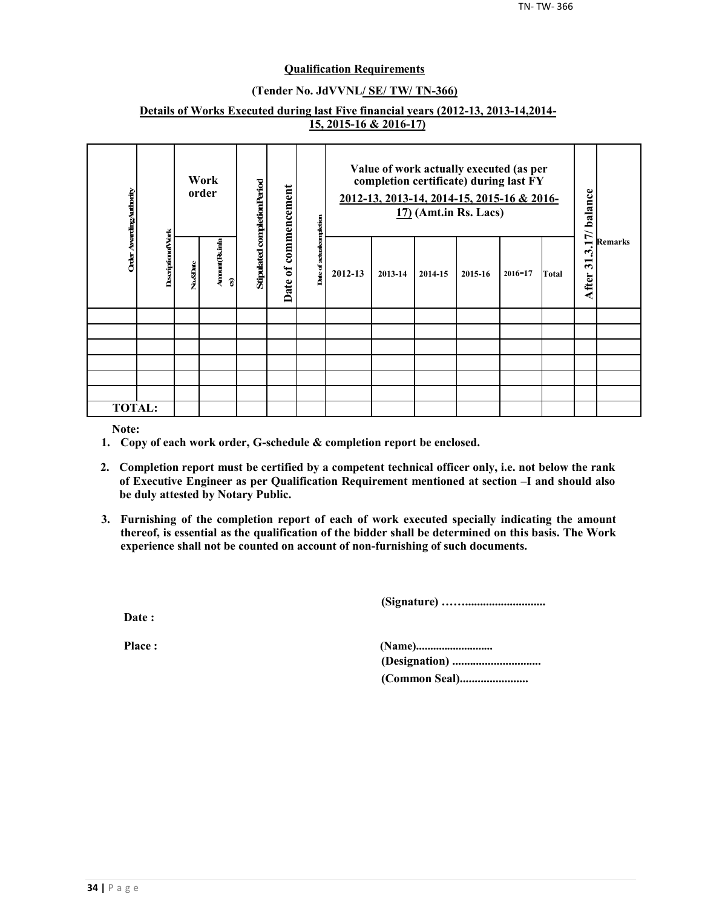**Qualification Requirements**

**(Tender No. JdVVNL/ SE/ TW/ TN-366)**

**Details of Works Executed during last Five financial years (2012-13, 2013-14,2014-15, 2015-16 & 2016-17)**

| Order Awarding Authority | Description of Work | Work order | | Stipulated completion Period | Date of commencement | Date of actual completion | Value of work actually executed (as per completion certificate) during last FY 2012-13, 2013-14, 2014-15, 2015-16 & 2016-17) (Amt.in Rs. Lacs) | | | | | | After 31.3.17/ balance | Remarks |
|---|---|---|---|---|---|---|---|---|---|---|---|---|---|---|
| | | No.&Date | Amount (Rs.in lacs) | | | | 2012-13 | 2013-14 | 2014-15 | 2015-16 | 2016-17 | Total | | |
| | | | | | | | | | | | | | | |
| | | | | | | | | | | | | | | |
| | | | | | | | | | | | | | | |
| | | | | | | | | | | | | | | |
| | | | | | | | | | | | | | | |
| | | | | | | | | | | | | | | |
| **TOTAL:** | | | | | | | | | | | | | | |

**Note:**

1. **Copy of each work order, G-schedule & completion report be enclosed.**
2. **Completion report must be certified by a competent technical officer only, i.e. not below the rank of Executive Engineer as per Qualification Requirement mentioned at section –I and should also be duly attested by Notary Public.**
3. **Furnishing of the completion report of each of work executed specially indicating the amount thereof, is essential as the qualification of the bidder shall be determined on this basis. The Work experience shall not be counted on account of non-furnishing of such documents.**

**(Signature) ……..........................**

**Date :**

**Place :**

**(Name)..........................**

**(Designation) .............................**

**(Common Seal).......................**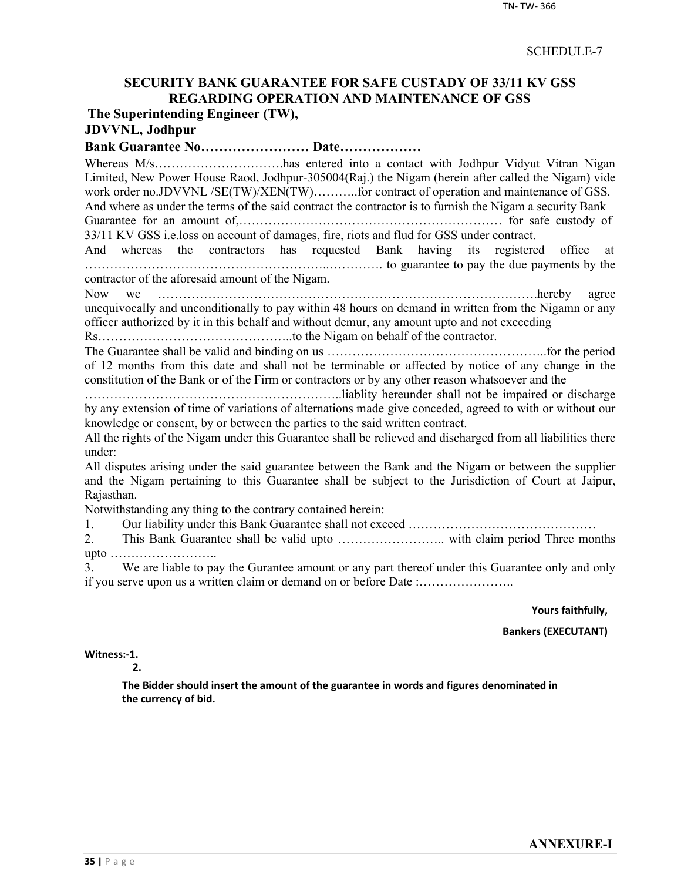SCHEDULE-7

## SECURITY BANK GUARANTEE FOR SAFE CUSTODY OF 33/11 KV GSS REGARDING OPERATION AND MAINTENANCE OF GSS

**The Superintending Engineer (TW),**

**JDVVNL, Jodhpur**

**Bank Guarantee No…………………… Date………………**

Whereas M/s………………………….has entered into a contact with Jodhpur Vidyut Vitran Nigan Limited, New Power House Raod, Jodhpur-305004(Raj.) the Nigam (herein after called the Nigam) vide work order no.JDVVNL /SE(TW)/XEN(TW)………..for contract of operation and maintenance of GSS. And where as under the terms of the said contract the contractor is to furnish the Nigam a security Bank Guarantee for an amount of,……………………………………………………… for safe custody of 33/11 KV GSS i.e.loss on account of damages, fire, riots and flud for GSS under contract.

And whereas the contractors has requested Bank having its registered office at …………………………………………………..…………. to guarantee to pay the due payments by the contractor of the aforesaid amount of the Nigam.

Now we …………………………………………………………………………….hereby agree unequivocally and unconditionally to pay within 48 hours on demand in written from the Nigamn or any officer authorized by it in this behalf and without demur, any amount upto and not exceeding Rs………………………………………..to the Nigam on behalf of the contractor.

The Guarantee shall be valid and binding on us ……………………………………………..for the period of 12 months from this date and shall not be terminable or affected by notice of any change in the constitution of the Bank or of the Firm or contractors or by any other reason whatsoever and the ……………………………………………………..liablity hereunder shall not be impaired or discharge by any extension of time of variations of alternations made give conceded, agreed to with or without our knowledge or consent, by or between the parties to the said written contract.

All the rights of the Nigam under this Guarantee shall be relieved and discharged from all liabilities there under:

All disputes arising under the said guarantee between the Bank and the Nigam or between the supplier and the Nigam pertaining to this Guarantee shall be subject to the Jurisdiction of Court at Jaipur, Rajasthan.

Notwithstanding any thing to the contrary contained herein:

1. Our liability under this Bank Guarantee shall not exceed ………………………………………
2. This Bank Guarantee shall be valid upto …………………….. with claim period Three months upto ……………………..
3. We are liable to pay the Gurantee amount or any part thereof under this Guarantee only and only if you serve upon us a written claim or demand on or before Date :…………………..

**Yours faithfully,**

**Bankers (EXECUTANT)**

**Witness:-1.**

**2.**

**The Bidder should insert the amount of the guarantee in words and figures denominated in the currency of bid.**

**ANNEXURE-I**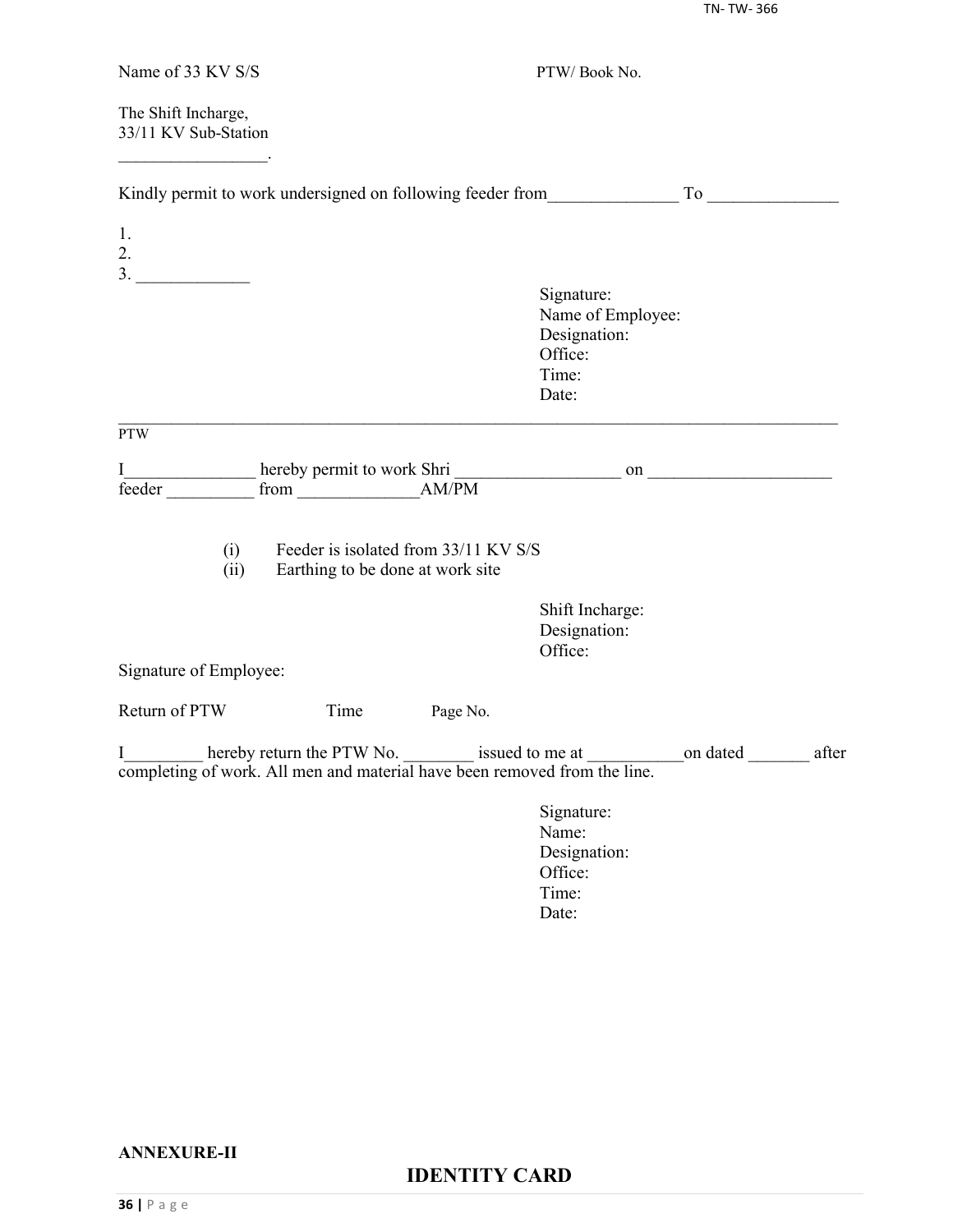Name of 33 KV S/S PTW/ Book No.

The Shift Incharge,
33/11 KV Sub-Station
_________________.

Kindly permit to work undersigned on following feeder from_______________ To _______________

1.
2.
3. _____________

Signature:
Name of Employee:
Designation:
Office:
Time:
Date:

---

PTW

I_______________ hereby permit to work Shri ___________________ on _____________________ feeder __________ from ______________AM/PM

(i) Feeder is isolated from 33/11 KV S/S
(ii) Earthing to be done at work site

Shift Incharge:
Designation:
Office:

Signature of Employee:

Return of PTW Time Page No.

I_________ hereby return the PTW No. ________ issued to me at ___________on dated _______ after completing of work. All men and material have been removed from the line.

Signature:
Name:
Designation:
Office:
Time:
Date:

**ANNEXURE-II**

## IDENTITY CARD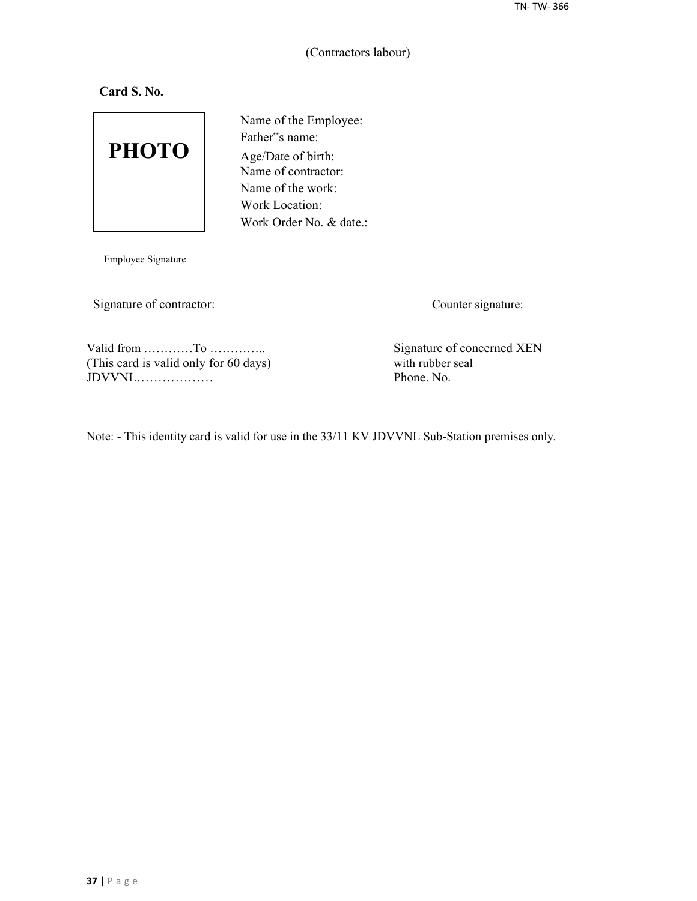(Contractors labour)

**Card S. No.**

PHOTO

Name of the Employee:
Father"s name:
Age/Date of birth:
Name of contractor:
Name of the work:
Work Location:
Work Order No. & date.:

Employee Signature

Signature of contractor:

Counter signature:

Valid from …………To …………..
(This card is valid only for 60 days)
JDVVNL………………

Signature of concerned XEN
with rubber seal
Phone. No.

Note: - This identity card is valid for use in the 33/11 KV JDVVNL Sub-Station premises only.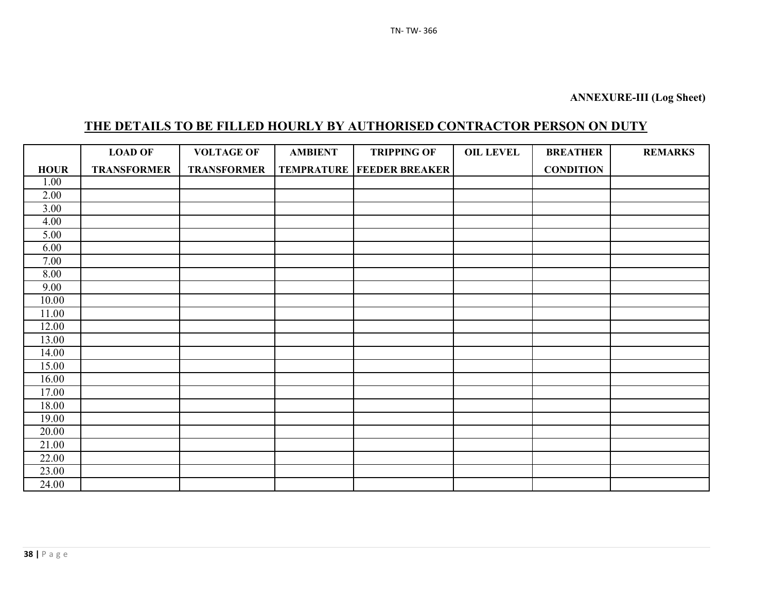**ANNEXURE-III (Log Sheet)**

## THE DETAILS TO BE FILLED HOURLY BY AUTHORISED CONTRACTOR PERSON ON DUTY

| HOUR | LOAD OF TRANSFORMER | VOLTAGE OF TRANSFORMER | AMBIENT TEMPRATURE | TRIPPING OF FEEDER BREAKER | OIL LEVEL | BREATHER CONDITION | REMARKS |
|---|---|---|---|---|---|---|---|
| 1.00 | | | | | | | |
| 2.00 | | | | | | | |
| 3.00 | | | | | | | |
| 4.00 | | | | | | | |
| 5.00 | | | | | | | |
| 6.00 | | | | | | | |
| 7.00 | | | | | | | |
| 8.00 | | | | | | | |
| 9.00 | | | | | | | |
| 10.00 | | | | | | | |
| 11.00 | | | | | | | |
| 12.00 | | | | | | | |
| 13.00 | | | | | | | |
| 14.00 | | | | | | | |
| 15.00 | | | | | | | |
| 16.00 | | | | | | | |
| 17.00 | | | | | | | |
| 18.00 | | | | | | | |
| 19.00 | | | | | | | |
| 20.00 | | | | | | | |
| 21.00 | | | | | | | |
| 22.00 | | | | | | | |
| 23.00 | | | | | | | |
| 24.00 | | | | | | | |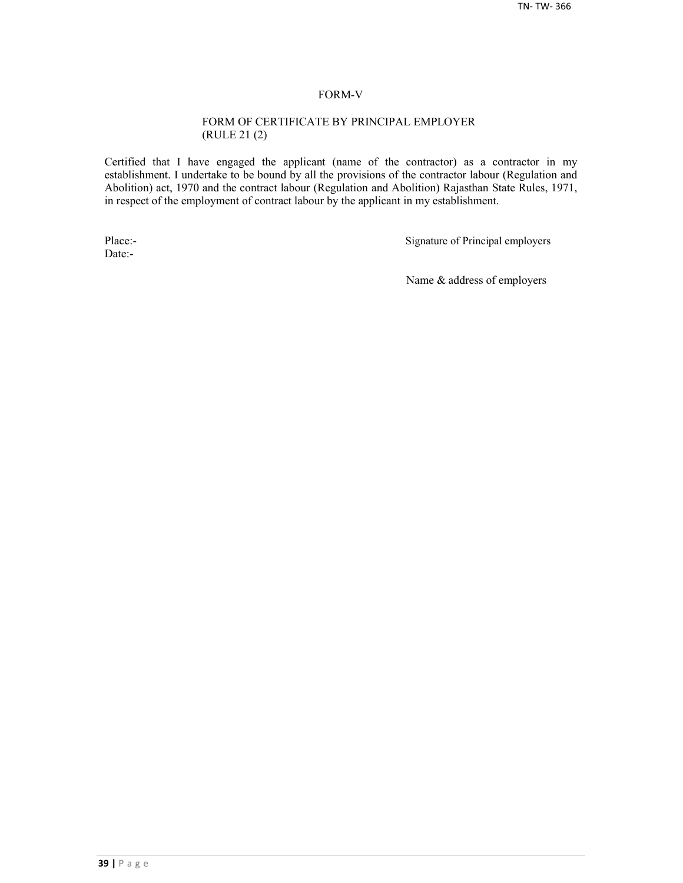# FORM-V

## FORM OF CERTIFICATE BY PRINCIPAL EMPLOYER (RULE 21 (2)

Certified that I have engaged the applicant (name of the contractor) as a contractor in my establishment. I undertake to be bound by all the provisions of the contractor labour (Regulation and Abolition) act, 1970 and the contract labour (Regulation and Abolition) Rajasthan State Rules, 1971, in respect of the employment of contract labour by the applicant in my establishment.

Place:-

Date:-

Signature of Principal employers

Name & address of employers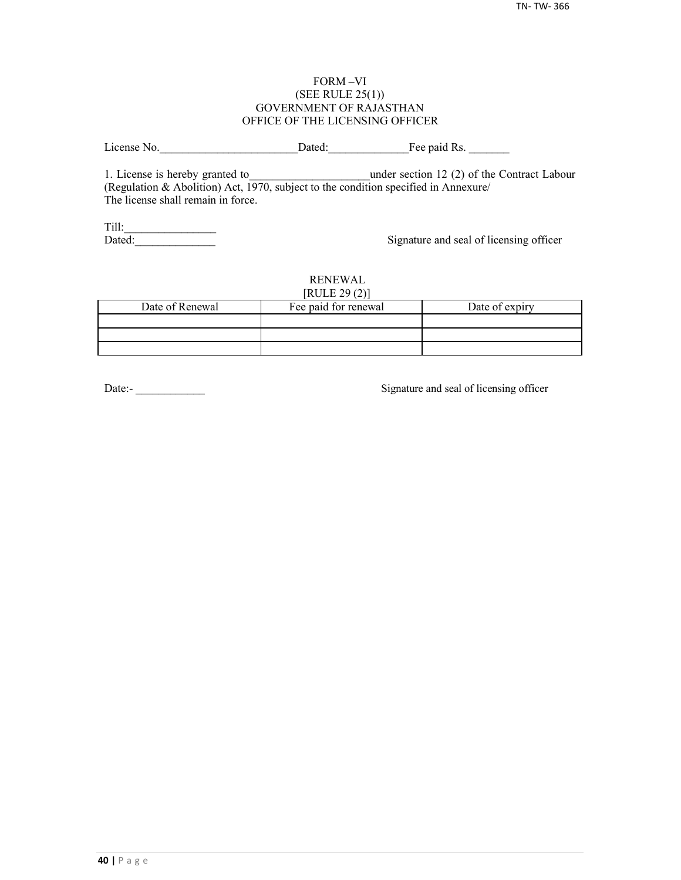FORM –VI
(SEE RULE 25(1))
GOVERNMENT OF RAJASTHAN
OFFICE OF THE LICENSING OFFICER

License No.________________________Dated:______________Fee paid Rs. _______

1. License is hereby granted to_____________________under section 12 (2) of the Contract Labour (Regulation & Abolition) Act, 1970, subject to the condition specified in Annexure/
The license shall remain in force.

Till:________________
Dated:______________

Signature and seal of licensing officer

RENEWAL
[RULE 29 (2)]

| Date of Renewal | Fee paid for renewal | Date of expiry |
|---|---|---|
| | | |
| | | |
| | | |

Date:- ____________

Signature and seal of licensing officer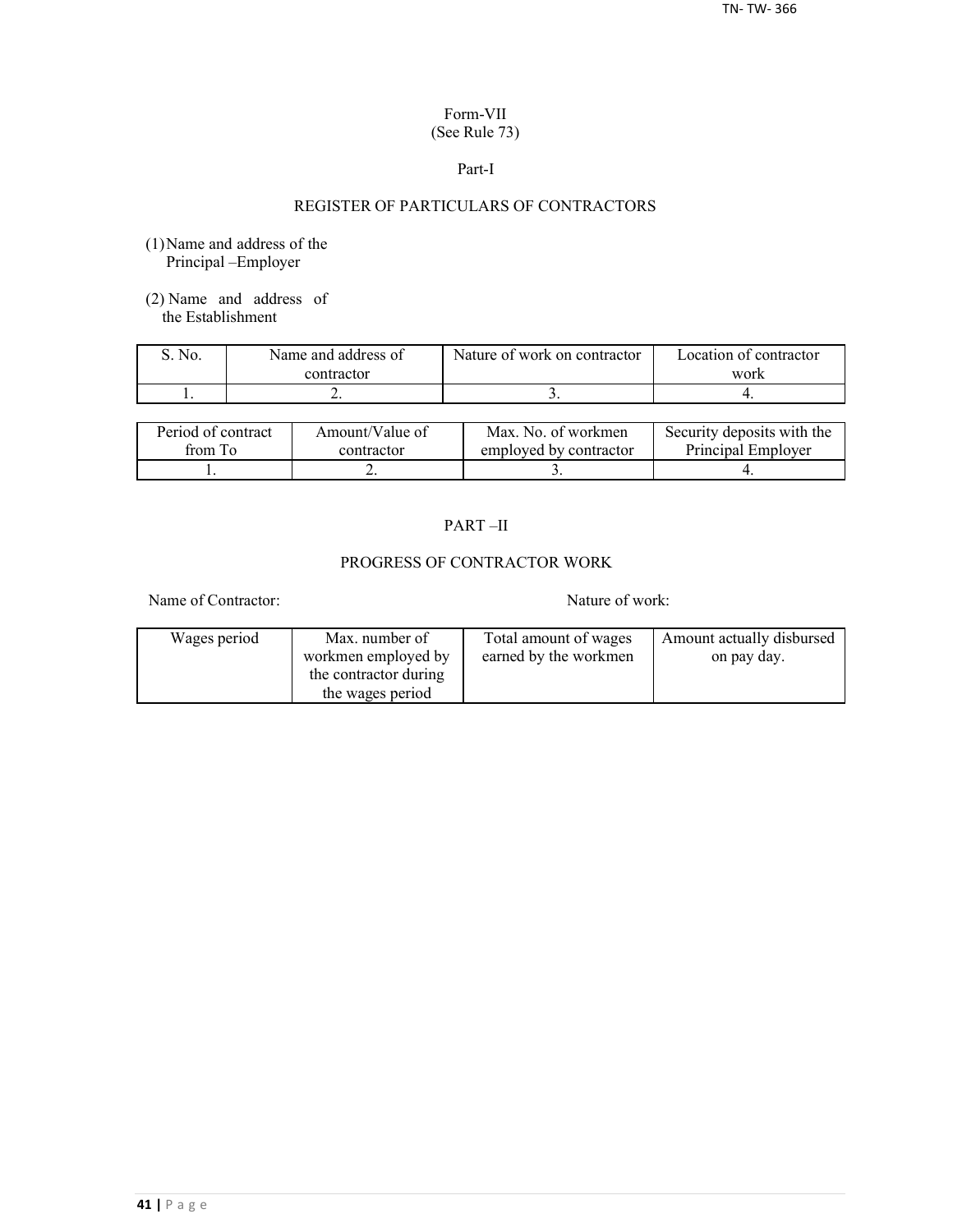Form-VII
(See Rule 73)

Part-I

REGISTER OF PARTICULARS OF CONTRACTORS

(1) Name and address of the Principal –Employer

(2) Name and address of the Establishment

| S. No. | Name and address of contractor | Nature of work on contractor | Location of contractor work |
|---|---|---|---|
| 1. | 2. | 3. | 4. |

| Period of contract from To | Amount/Value of contractor | Max. No. of workmen employed by contractor | Security deposits with the Principal Employer |
|---|---|---|---|
| 1. | 2. | 3. | 4. |

PART –II

PROGRESS OF CONTRACTOR WORK

Name of Contractor: Nature of work:

| Wages period | Max. number of workmen employed by the contractor during the wages period | Total amount of wages earned by the workmen | Amount actually disbursed on pay day. |
|---|---|---|---|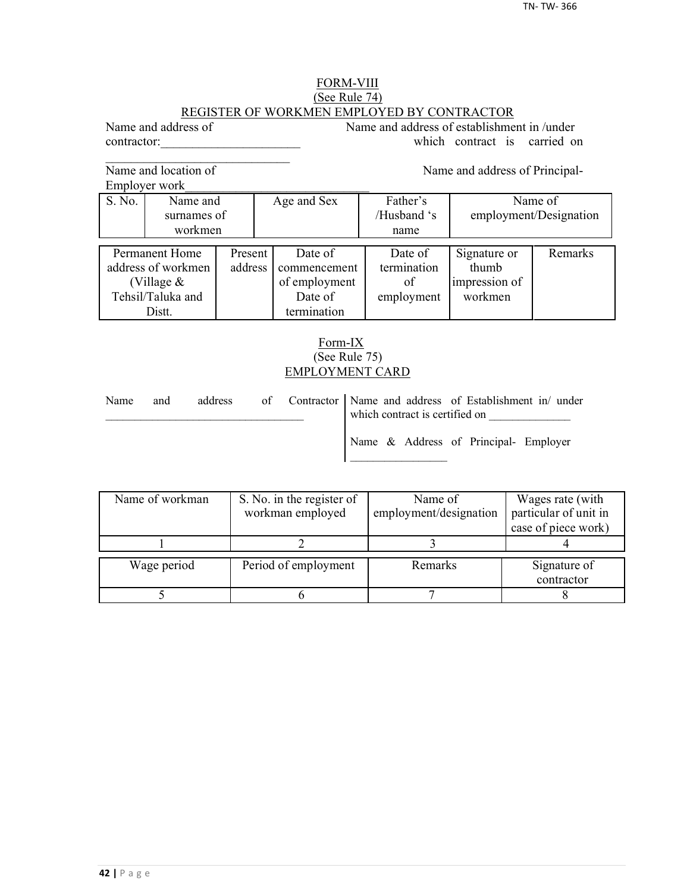FORM-VIII

(See Rule 74)

REGISTER OF WORKMEN EMPLOYED BY CONTRACTOR

Name and address of contractor:______________________ ______________________________

Name and address of establishment in /under which contract is carried on

Name and location of Employer work_____________________________

Name and address of Principal-

| S. No. | Name and surnames of workmen | Age and Sex | Father's /Husband 's name | Name of employment/Designation |
|---|---|---|---|---|

| Permanent Home address of workmen (Village & Tehsil/Taluka and Distt. | Present address | Date of commencement of employment Date of termination | Date of termination of employment | Signature or thumb impression of workmen | Remarks |
|---|---|---|---|---|---|

Form-IX

(See Rule 75)

EMPLOYMENT CARD

Name and address of Contractor _________________________________

Name and address of Establishment in/ under which contract is certified on _____________

Name & Address of Principal- Employer ________________

| Name of workman | S. No. in the register of workman employed | Name of employment/designation | Wages rate (with particular of unit in case of piece work) |
|---|---|---|---|
| 1 | 2 | 3 | 4 |
| **Wage period** | **Period of employment** | **Remarks** | **Signature of contractor** |
| 5 | 6 | 7 | 8 |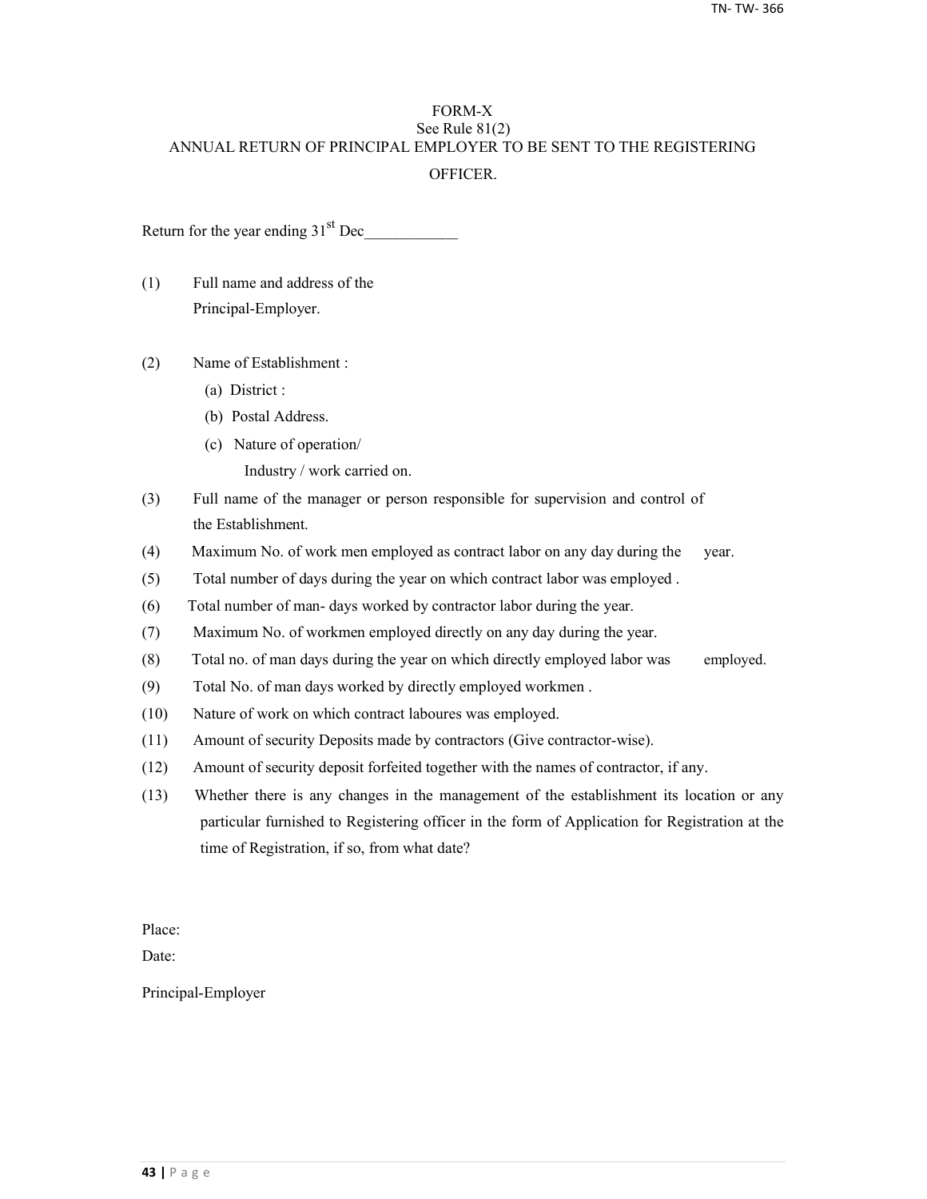# FORM-X

See Rule 81(2)

ANNUAL RETURN OF PRINCIPAL EMPLOYER TO BE SENT TO THE REGISTERING OFFICER.

Return for the year ending 31st Dec____________

(1) Full name and address of the Principal-Employer.

(2) Name of Establishment :

(a) District :

(b) Postal Address.

(c) Nature of operation/ Industry / work carried on.

(3) Full name of the manager or person responsible for supervision and control of the Establishment.

(4) Maximum No. of work men employed as contract labor on any day during the year.

(5) Total number of days during the year on which contract labor was employed .

(6) Total number of man- days worked by contractor labor during the year.

(7) Maximum No. of workmen employed directly on any day during the year.

(8) Total no. of man days during the year on which directly employed labor was employed.

(9) Total No. of man days worked by directly employed workmen .

(10) Nature of work on which contract laboures was employed.

(11) Amount of security Deposits made by contractors (Give contractor-wise).

(12) Amount of security deposit forfeited together with the names of contractor, if any.

(13) Whether there is any changes in the management of the establishment its location or any particular furnished to Registering officer in the form of Application for Registration at the time of Registration, if so, from what date?

Place:

Date:

Principal-Employer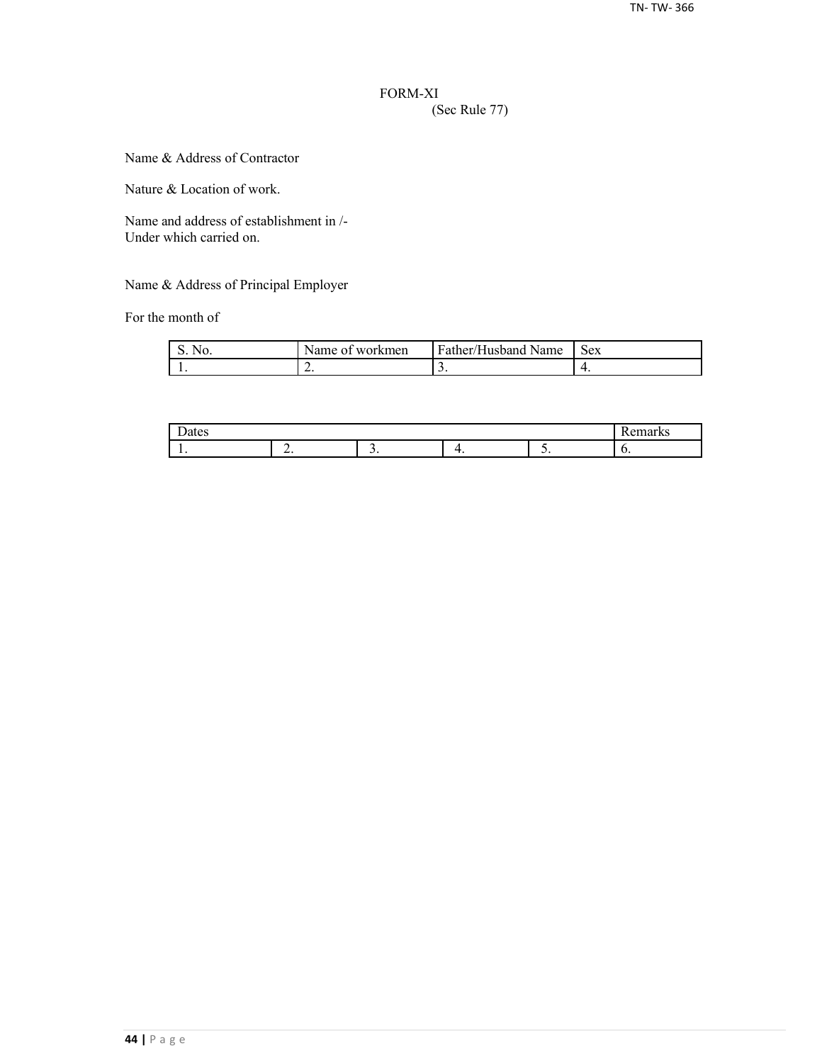FORM-XI
(Sec Rule 77)

Name & Address of Contractor

Nature & Location of work.

Name and address of establishment in /-
Under which carried on.

Name & Address of Principal Employer

For the month of

| S. No. | Name of workmen | Father/Husband Name | Sex |
|---|---|---|---|
| 1. | 2. | 3. | 4. |

| Dates | | | | | Remarks |
|---|---|---|---|---|---|
| 1. | 2. | 3. | 4. | 5. | 6. |